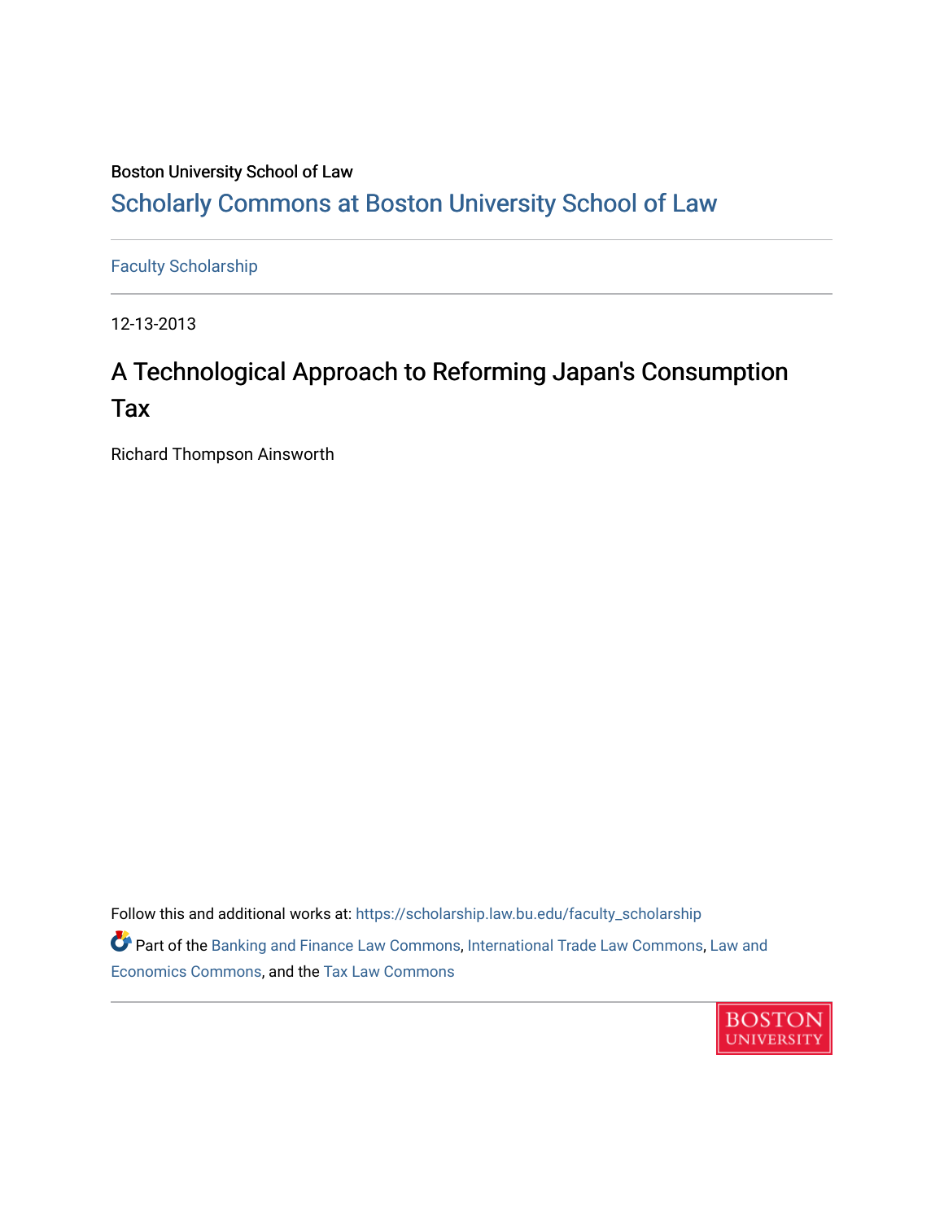Boston University School of Law

# Scholarly Commons at Boston University School of Law

Faculty Scholarship

12-13-2013

## A Technological Approach to Reforming Japan's Consumption Tax

Richard Thompson Ainsworth

Follow this and additional works at: https://scholarship.law.bu.edu/faculty_scholarship

Part of the Banking and Finance Law Commons, International Trade Law Commons, Law and Economics Commons, and the Tax Law Commons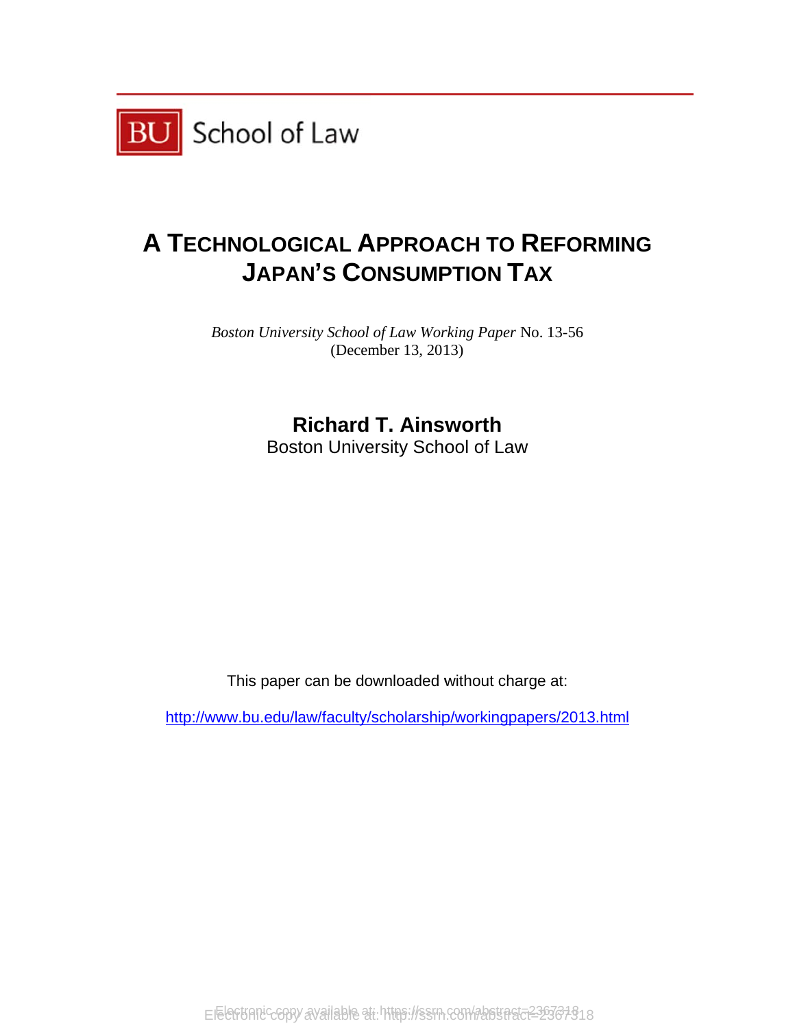BU School of Law

# A TECHNOLOGICAL APPROACH TO REFORMING JAPAN'S CONSUMPTION TAX

*Boston University School of Law Working Paper* No. 13-56
(December 13, 2013)

**Richard T. Ainsworth**
Boston University School of Law

This paper can be downloaded without charge at:

http://www.bu.edu/law/faculty/scholarship/workingpapers/2013.html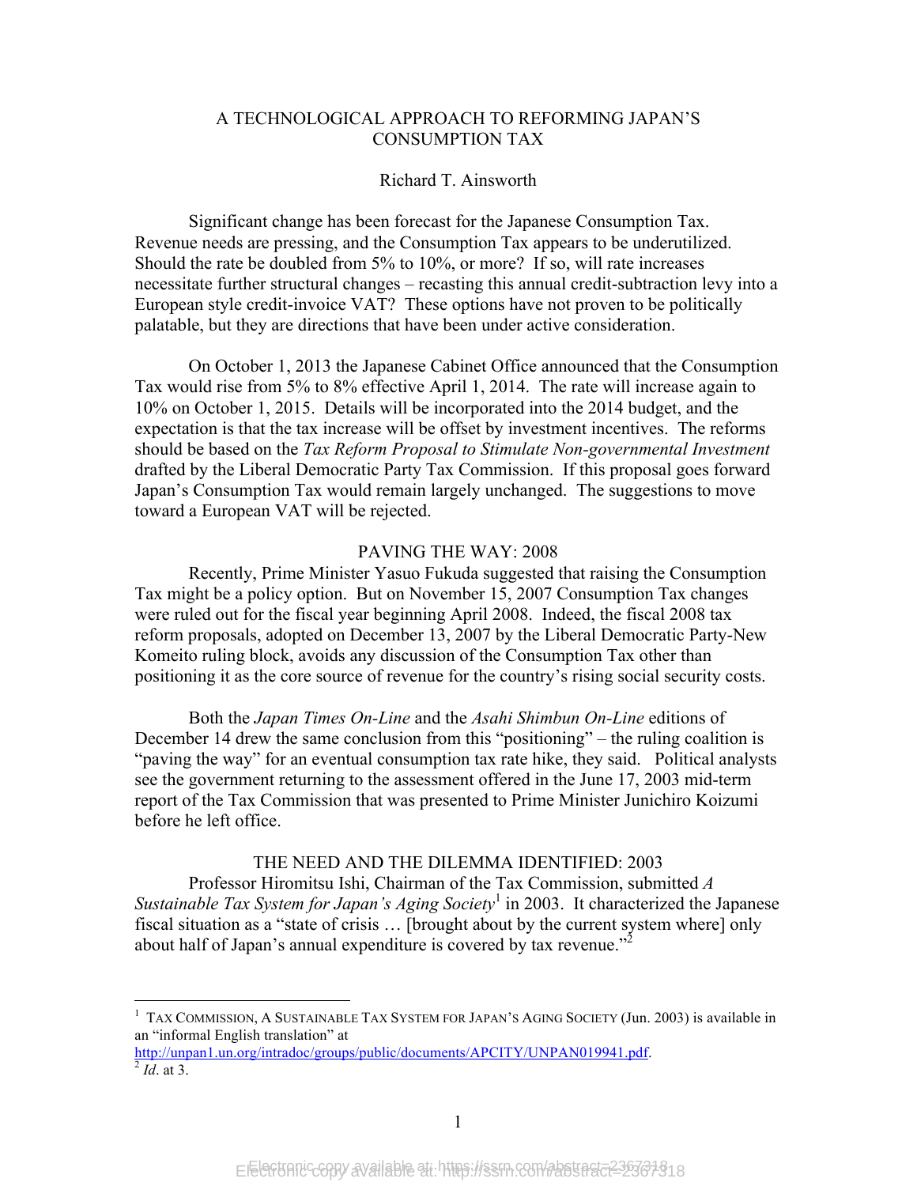# A TECHNOLOGICAL APPROACH TO REFORMING JAPAN'S CONSUMPTION TAX

Richard T. Ainsworth

Significant change has been forecast for the Japanese Consumption Tax. Revenue needs are pressing, and the Consumption Tax appears to be underutilized. Should the rate be doubled from 5% to 10%, or more? If so, will rate increases necessitate further structural changes – recasting this annual credit-subtraction levy into a European style credit-invoice VAT? These options have not proven to be politically palatable, but they are directions that have been under active consideration.

On October 1, 2013 the Japanese Cabinet Office announced that the Consumption Tax would rise from 5% to 8% effective April 1, 2014. The rate will increase again to 10% on October 1, 2015. Details will be incorporated into the 2014 budget, and the expectation is that the tax increase will be offset by investment incentives. The reforms should be based on the *Tax Reform Proposal to Stimulate Non-governmental Investment* drafted by the Liberal Democratic Party Tax Commission. If this proposal goes forward Japan's Consumption Tax would remain largely unchanged. The suggestions to move toward a European VAT will be rejected.

## PAVING THE WAY: 2008

Recently, Prime Minister Yasuo Fukuda suggested that raising the Consumption Tax might be a policy option. But on November 15, 2007 Consumption Tax changes were ruled out for the fiscal year beginning April 2008. Indeed, the fiscal 2008 tax reform proposals, adopted on December 13, 2007 by the Liberal Democratic Party-New Komeito ruling block, avoids any discussion of the Consumption Tax other than positioning it as the core source of revenue for the country's rising social security costs.

Both the *Japan Times On-Line* and the *Asahi Shimbun On-Line* editions of December 14 drew the same conclusion from this "positioning" – the ruling coalition is "paving the way" for an eventual consumption tax rate hike, they said. Political analysts see the government returning to the assessment offered in the June 17, 2003 mid-term report of the Tax Commission that was presented to Prime Minister Junichiro Koizumi before he left office.

## THE NEED AND THE DILEMMA IDENTIFIED: 2003

Professor Hiromitsu Ishi, Chairman of the Tax Commission, submitted *A Sustainable Tax System for Japan's Aging Society*[1] in 2003. It characterized the Japanese fiscal situation as a "state of crisis … [brought about by the current system where] only about half of Japan's annual expenditure is covered by tax revenue."[2]

---

[1] TAX COMMISSION, A SUSTAINABLE TAX SYSTEM FOR JAPAN'S AGING SOCIETY (Jun. 2003) is available in an "informal English translation" at http://unpan1.un.org/intradoc/groups/public/documents/APCITY/UNPAN019941.pdf.

[2] *Id*. at 3.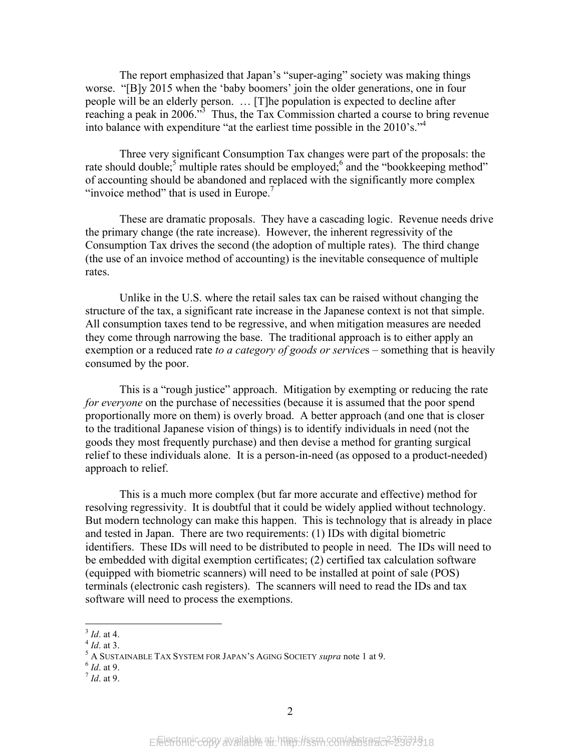The report emphasized that Japan's "super-aging" society was making things worse. "[B]y 2015 when the 'baby boomers' join the older generations, one in four people will be an elderly person. … [T]he population is expected to decline after reaching a peak in 2006."[3] Thus, the Tax Commission charted a course to bring revenue into balance with expenditure "at the earliest time possible in the 2010's."[4]

Three very significant Consumption Tax changes were part of the proposals: the rate should double;[5] multiple rates should be employed;[6] and the "bookkeeping method" of accounting should be abandoned and replaced with the significantly more complex "invoice method" that is used in Europe.[7]

These are dramatic proposals. They have a cascading logic. Revenue needs drive the primary change (the rate increase). However, the inherent regressivity of the Consumption Tax drives the second (the adoption of multiple rates). The third change (the use of an invoice method of accounting) is the inevitable consequence of multiple rates.

Unlike in the U.S. where the retail sales tax can be raised without changing the structure of the tax, a significant rate increase in the Japanese context is not that simple. All consumption taxes tend to be regressive, and when mitigation measures are needed they come through narrowing the base. The traditional approach is to either apply an exemption or a reduced rate *to a category of goods or services* – something that is heavily consumed by the poor.

This is a "rough justice" approach. Mitigation by exempting or reducing the rate *for everyone* on the purchase of necessities (because it is assumed that the poor spend proportionally more on them) is overly broad. A better approach (and one that is closer to the traditional Japanese vision of things) is to identify individuals in need (not the goods they most frequently purchase) and then devise a method for granting surgical relief to these individuals alone. It is a person-in-need (as opposed to a product-needed) approach to relief.

This is a much more complex (but far more accurate and effective) method for resolving regressivity. It is doubtful that it could be widely applied without technology. But modern technology can make this happen. This is technology that is already in place and tested in Japan. There are two requirements: (1) IDs with digital biometric identifiers. These IDs will need to be distributed to people in need. The IDs will need to be embedded with digital exemption certificates; (2) certified tax calculation software (equipped with biometric scanners) will need to be installed at point of sale (POS) terminals (electronic cash registers). The scanners will need to read the IDs and tax software will need to process the exemptions.

---

[3] *Id*. at 4.

[4] *Id*. at 3.

[5] A SUSTAINABLE TAX SYSTEM FOR JAPAN'S AGING SOCIETY *supra* note 1 at 9.

[6] *Id*. at 9.

[7] *Id*. at 9.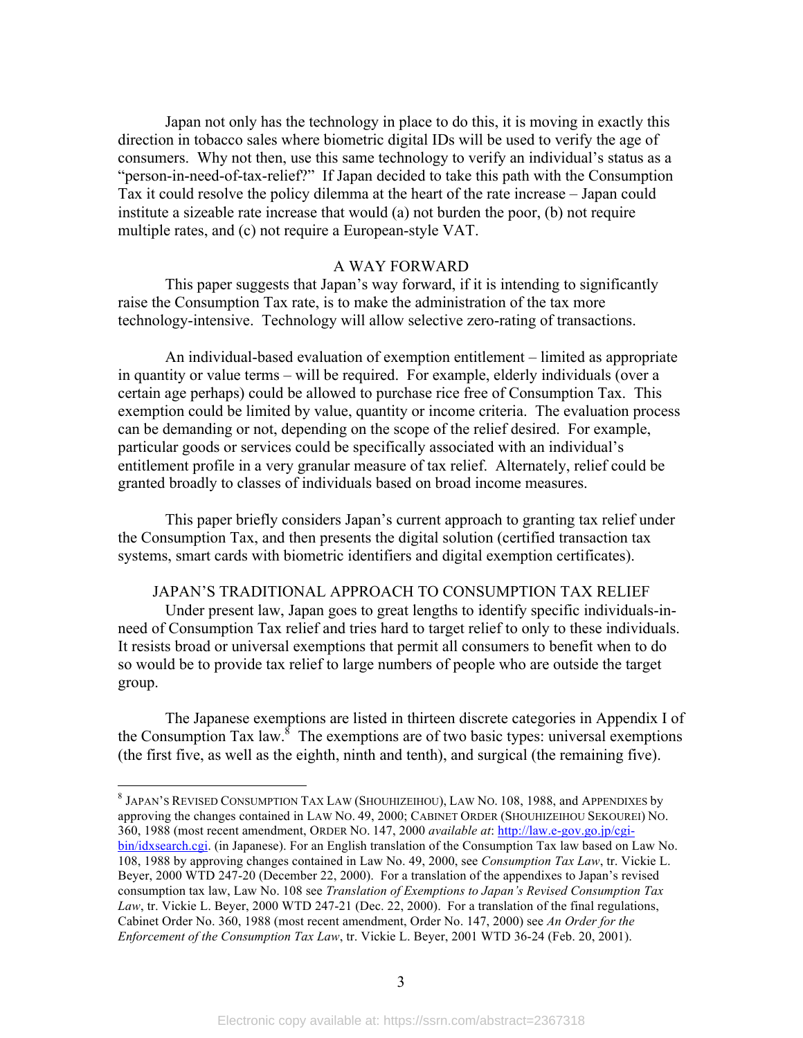Japan not only has the technology in place to do this, it is moving in exactly this direction in tobacco sales where biometric digital IDs will be used to verify the age of consumers. Why not then, use this same technology to verify an individual's status as a "person-in-need-of-tax-relief?" If Japan decided to take this path with the Consumption Tax it could resolve the policy dilemma at the heart of the rate increase – Japan could institute a sizeable rate increase that would (a) not burden the poor, (b) not require multiple rates, and (c) not require a European-style VAT.

## A WAY FORWARD

This paper suggests that Japan's way forward, if it is intending to significantly raise the Consumption Tax rate, is to make the administration of the tax more technology-intensive. Technology will allow selective zero-rating of transactions.

An individual-based evaluation of exemption entitlement – limited as appropriate in quantity or value terms – will be required. For example, elderly individuals (over a certain age perhaps) could be allowed to purchase rice free of Consumption Tax. This exemption could be limited by value, quantity or income criteria. The evaluation process can be demanding or not, depending on the scope of the relief desired. For example, particular goods or services could be specifically associated with an individual's entitlement profile in a very granular measure of tax relief. Alternately, relief could be granted broadly to classes of individuals based on broad income measures.

This paper briefly considers Japan's current approach to granting tax relief under the Consumption Tax, and then presents the digital solution (certified transaction tax systems, smart cards with biometric identifiers and digital exemption certificates).

## JAPAN'S TRADITIONAL APPROACH TO CONSUMPTION TAX RELIEF

Under present law, Japan goes to great lengths to identify specific individuals-in-need of Consumption Tax relief and tries hard to target relief to only to these individuals. It resists broad or universal exemptions that permit all consumers to benefit when to do so would be to provide tax relief to large numbers of people who are outside the target group.

The Japanese exemptions are listed in thirteen discrete categories in Appendix I of the Consumption Tax law.[8] The exemptions are of two basic types: universal exemptions (the first five, as well as the eighth, ninth and tenth), and surgical (the remaining five).

---

[8] JAPAN'S REVISED CONSUMPTION TAX LAW (SHOUHIZEIHOU), LAW NO. 108, 1988, and APPENDIXES by approving the changes contained in LAW NO. 49, 2000; CABINET ORDER (SHOUHIZEIHOU SEKOUREI) NO. 360, 1988 (most recent amendment, ORDER NO. 147, 2000 *available at*: http://law.e-gov.go.jp/cgi-bin/idxsearch.cgi. (in Japanese). For an English translation of the Consumption Tax law based on Law No. 108, 1988 by approving changes contained in Law No. 49, 2000, see *Consumption Tax Law*, tr. Vickie L. Beyer, 2000 WTD 247-20 (December 22, 2000). For a translation of the appendixes to Japan's revised consumption tax law, Law No. 108 see *Translation of Exemptions to Japan's Revised Consumption Tax Law*, tr. Vickie L. Beyer, 2000 WTD 247-21 (Dec. 22, 2000). For a translation of the final regulations, Cabinet Order No. 360, 1988 (most recent amendment, Order No. 147, 2000) see *An Order for the Enforcement of the Consumption Tax Law*, tr. Vickie L. Beyer, 2001 WTD 36-24 (Feb. 20, 2001).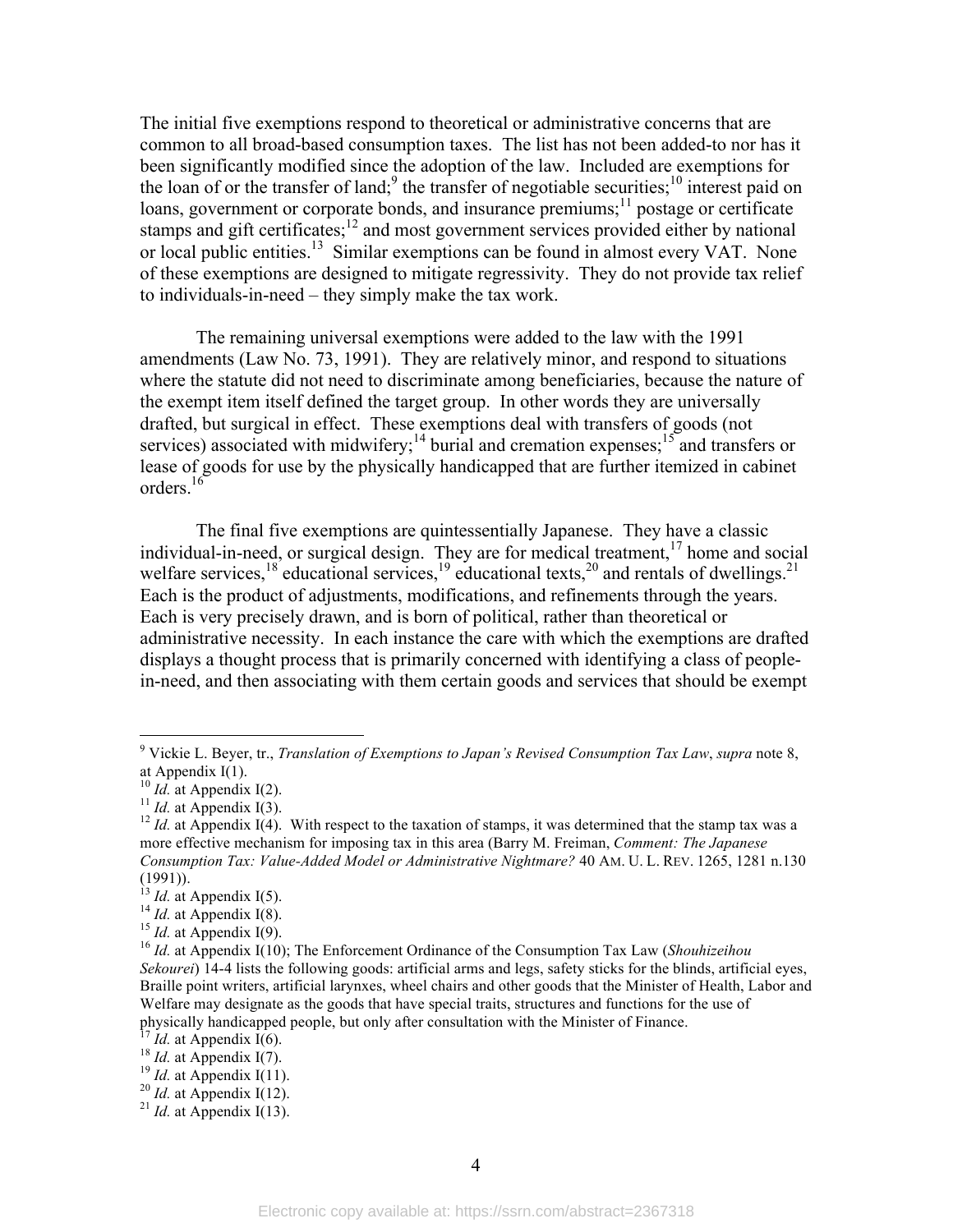The initial five exemptions respond to theoretical or administrative concerns that are common to all broad-based consumption taxes. The list has not been added-to nor has it been significantly modified since the adoption of the law. Included are exemptions for the loan of or the transfer of land;[9] the transfer of negotiable securities;[10] interest paid on loans, government or corporate bonds, and insurance premiums;[11] postage or certificate stamps and gift certificates;[12] and most government services provided either by national or local public entities.[13] Similar exemptions can be found in almost every VAT. None of these exemptions are designed to mitigate regressivity. They do not provide tax relief to individuals-in-need – they simply make the tax work.

The remaining universal exemptions were added to the law with the 1991 amendments (Law No. 73, 1991). They are relatively minor, and respond to situations where the statute did not need to discriminate among beneficiaries, because the nature of the exempt item itself defined the target group. In other words they are universally drafted, but surgical in effect. These exemptions deal with transfers of goods (not services) associated with midwifery;[14] burial and cremation expenses;[15] and transfers or lease of goods for use by the physically handicapped that are further itemized in cabinet orders.[16]

The final five exemptions are quintessentially Japanese. They have a classic individual-in-need, or surgical design. They are for medical treatment,[17] home and social welfare services,[18] educational services,[19] educational texts,[20] and rentals of dwellings.[21] Each is the product of adjustments, modifications, and refinements through the years. Each is very precisely drawn, and is born of political, rather than theoretical or administrative necessity. In each instance the care with which the exemptions are drafted displays a thought process that is primarily concerned with identifying a class of people-in-need, and then associating with them certain goods and services that should be exempt

---

[9] Vickie L. Beyer, tr., *Translation of Exemptions to Japan's Revised Consumption Tax Law*, *supra* note 8, at Appendix I(1).

[10] *Id.* at Appendix I(2).

[11] *Id.* at Appendix I(3).

[12] *Id.* at Appendix I(4). With respect to the taxation of stamps, it was determined that the stamp tax was a more effective mechanism for imposing tax in this area (Barry M. Freiman, *Comment: The Japanese Consumption Tax: Value-Added Model or Administrative Nightmare?* 40 AM. U. L. REV. 1265, 1281 n.130 (1991)).

[13] *Id.* at Appendix I(5).

[14] *Id.* at Appendix I(8).

[15] *Id.* at Appendix I(9).

[16] *Id.* at Appendix I(10); The Enforcement Ordinance of the Consumption Tax Law (*Shouhizeihou Sekourei*) 14-4 lists the following goods: artificial arms and legs, safety sticks for the blinds, artificial eyes, Braille point writers, artificial larynxes, wheel chairs and other goods that the Minister of Health, Labor and Welfare may designate as the goods that have special traits, structures and functions for the use of physically handicapped people, but only after consultation with the Minister of Finance.

[17] *Id.* at Appendix I(6).

[18] *Id.* at Appendix I(7).

[19] *Id.* at Appendix I(11).

[20] *Id.* at Appendix I(12).

[21] *Id.* at Appendix I(13).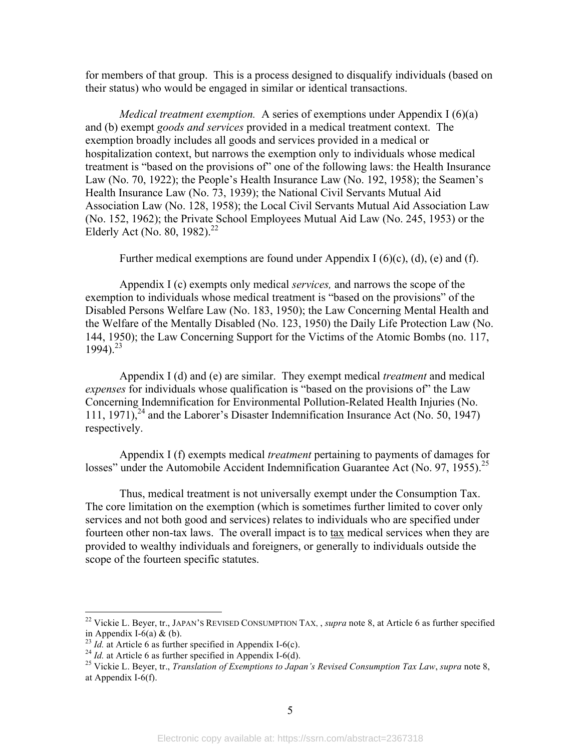for members of that group. This is a process designed to disqualify individuals (based on their status) who would be engaged in similar or identical transactions.

*Medical treatment exemption.* A series of exemptions under Appendix I (6)(a) and (b) exempt *goods and services* provided in a medical treatment context. The exemption broadly includes all goods and services provided in a medical or hospitalization context, but narrows the exemption only to individuals whose medical treatment is "based on the provisions of" one of the following laws: the Health Insurance Law (No. 70, 1922); the People's Health Insurance Law (No. 192, 1958); the Seamen's Health Insurance Law (No. 73, 1939); the National Civil Servants Mutual Aid Association Law (No. 128, 1958); the Local Civil Servants Mutual Aid Association Law (No. 152, 1962); the Private School Employees Mutual Aid Law (No. 245, 1953) or the Elderly Act (No. 80, 1982).[22]

Further medical exemptions are found under Appendix I (6)(c), (d), (e) and (f).

Appendix I (c) exempts only medical *services,* and narrows the scope of the exemption to individuals whose medical treatment is "based on the provisions" of the Disabled Persons Welfare Law (No. 183, 1950); the Law Concerning Mental Health and the Welfare of the Mentally Disabled (No. 123, 1950) the Daily Life Protection Law (No. 144, 1950); the Law Concerning Support for the Victims of the Atomic Bombs (no. 117, 1994).[23]

Appendix I (d) and (e) are similar. They exempt medical *treatment* and medical *expenses* for individuals whose qualification is "based on the provisions of" the Law Concerning Indemnification for Environmental Pollution-Related Health Injuries (No. 111, 1971),[24] and the Laborer's Disaster Indemnification Insurance Act (No. 50, 1947) respectively.

Appendix I (f) exempts medical *treatment* pertaining to payments of damages for losses" under the Automobile Accident Indemnification Guarantee Act (No. 97, 1955).[25]

Thus, medical treatment is not universally exempt under the Consumption Tax. The core limitation on the exemption (which is sometimes further limited to cover only services and not both good and services) relates to individuals who are specified under fourteen other non-tax laws. The overall impact is to <u>tax</u> medical services when they are provided to wealthy individuals and foreigners, or generally to individuals outside the scope of the fourteen specific statutes.

---

[22] Vickie L. Beyer, tr., JAPAN'S REVISED CONSUMPTION TAX, , *supra* note 8, at Article 6 as further specified in Appendix I-6(a) & (b).

[23] *Id.* at Article 6 as further specified in Appendix I-6(c).

[24] *Id.* at Article 6 as further specified in Appendix I-6(d).

[25] Vickie L. Beyer, tr., *Translation of Exemptions to Japan's Revised Consumption Tax Law*, *supra* note 8, at Appendix I-6(f).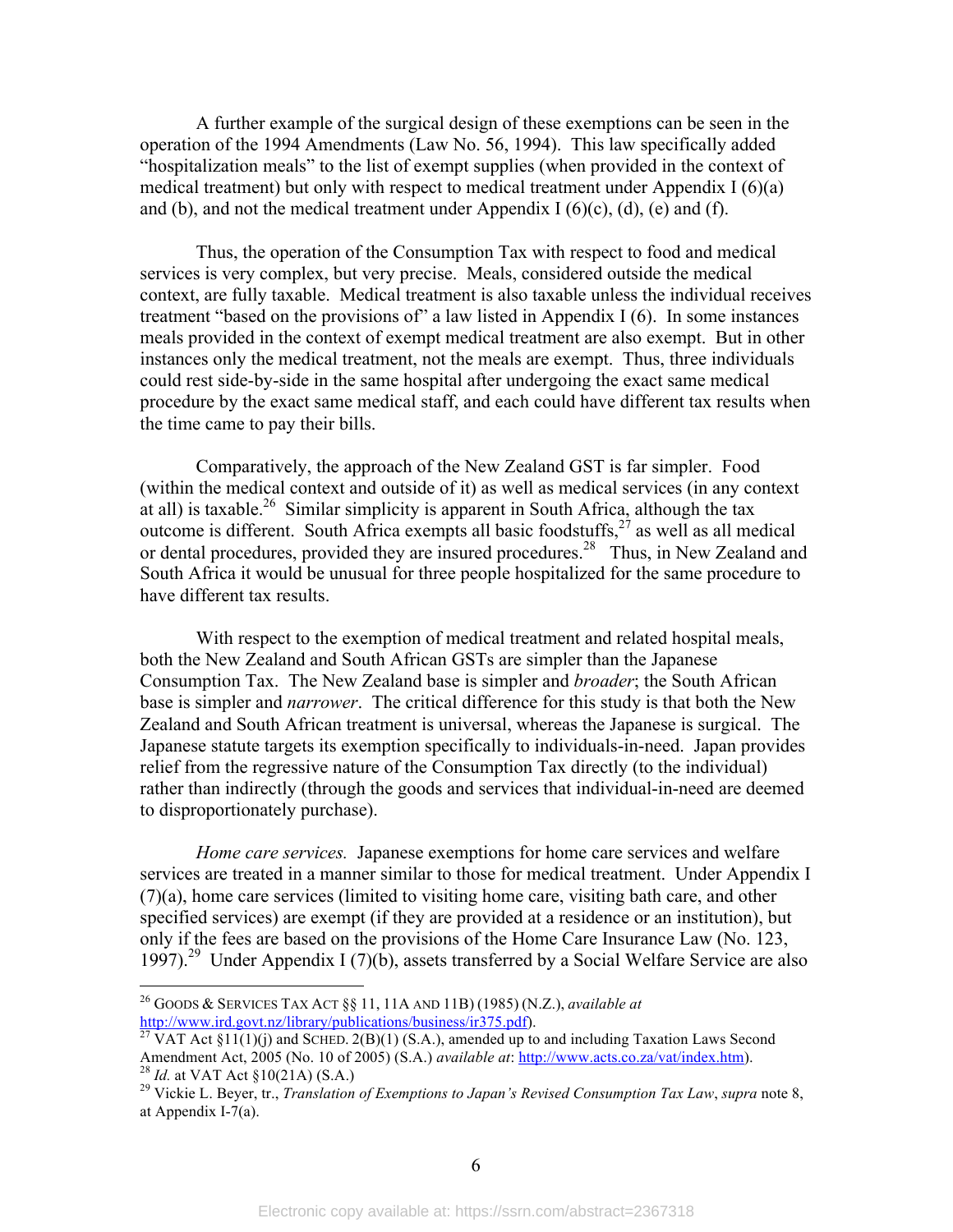A further example of the surgical design of these exemptions can be seen in the operation of the 1994 Amendments (Law No. 56, 1994). This law specifically added "hospitalization meals" to the list of exempt supplies (when provided in the context of medical treatment) but only with respect to medical treatment under Appendix I (6)(a) and (b), and not the medical treatment under Appendix I (6)(c), (d), (e) and (f).

Thus, the operation of the Consumption Tax with respect to food and medical services is very complex, but very precise. Meals, considered outside the medical context, are fully taxable. Medical treatment is also taxable unless the individual receives treatment "based on the provisions of" a law listed in Appendix I (6). In some instances meals provided in the context of exempt medical treatment are also exempt. But in other instances only the medical treatment, not the meals are exempt. Thus, three individuals could rest side-by-side in the same hospital after undergoing the exact same medical procedure by the exact same medical staff, and each could have different tax results when the time came to pay their bills.

Comparatively, the approach of the New Zealand GST is far simpler. Food (within the medical context and outside of it) as well as medical services (in any context at all) is taxable.[26] Similar simplicity is apparent in South Africa, although the tax outcome is different. South Africa exempts all basic foodstuffs,[27] as well as all medical or dental procedures, provided they are insured procedures.[28] Thus, in New Zealand and South Africa it would be unusual for three people hospitalized for the same procedure to have different tax results.

With respect to the exemption of medical treatment and related hospital meals, both the New Zealand and South African GSTs are simpler than the Japanese Consumption Tax. The New Zealand base is simpler and *broader*; the South African base is simpler and *narrower*. The critical difference for this study is that both the New Zealand and South African treatment is universal, whereas the Japanese is surgical. The Japanese statute targets its exemption specifically to individuals-in-need. Japan provides relief from the regressive nature of the Consumption Tax directly (to the individual) rather than indirectly (through the goods and services that individual-in-need are deemed to disproportionately purchase).

*Home care services.* Japanese exemptions for home care services and welfare services are treated in a manner similar to those for medical treatment. Under Appendix I (7)(a), home care services (limited to visiting home care, visiting bath care, and other specified services) are exempt (if they are provided at a residence or an institution), but only if the fees are based on the provisions of the Home Care Insurance Law (No. 123, 1997).[29] Under Appendix I (7)(b), assets transferred by a Social Welfare Service are also

---

[26] GOODS & SERVICES TAX ACT §§ 11, 11A AND 11B) (1985) (N.Z.), *available at* http://www.ird.govt.nz/library/publications/business/ir375.pdf).

[27] VAT Act §11(1)(j) and SCHED. 2(B)(1) (S.A.), amended up to and including Taxation Laws Second Amendment Act, 2005 (No. 10 of 2005) (S.A.) *available at*: http://www.acts.co.za/vat/index.htm).

[28] *Id.* at VAT Act §10(21A) (S.A.)

[29] Vickie L. Beyer, tr., *Translation of Exemptions to Japan's Revised Consumption Tax Law*, *supra* note 8, at Appendix I-7(a).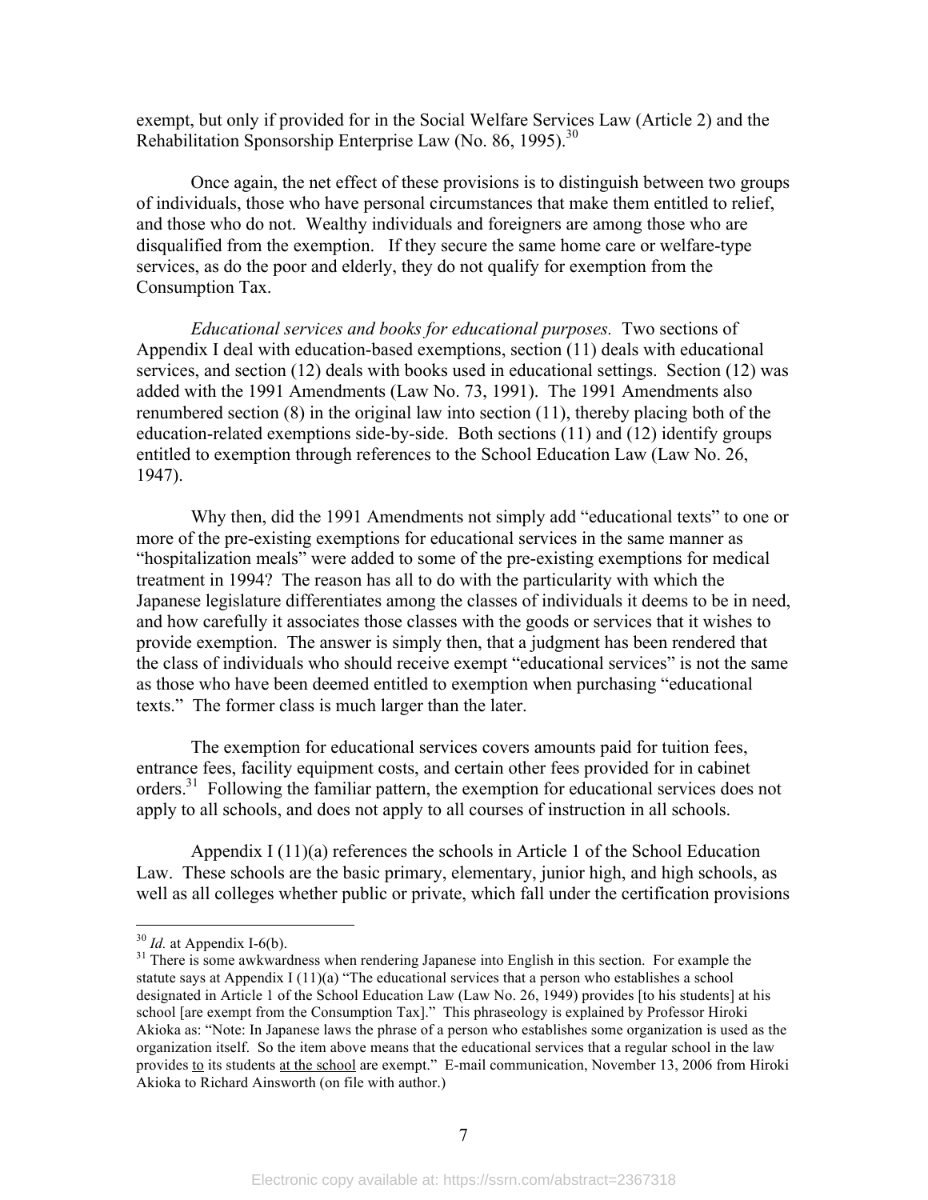exempt, but only if provided for in the Social Welfare Services Law (Article 2) and the Rehabilitation Sponsorship Enterprise Law (No. 86, 1995).[30]

Once again, the net effect of these provisions is to distinguish between two groups of individuals, those who have personal circumstances that make them entitled to relief, and those who do not. Wealthy individuals and foreigners are among those who are disqualified from the exemption. If they secure the same home care or welfare-type services, as do the poor and elderly, they do not qualify for exemption from the Consumption Tax.

*Educational services and books for educational purposes.* Two sections of Appendix I deal with education-based exemptions, section (11) deals with educational services, and section (12) deals with books used in educational settings. Section (12) was added with the 1991 Amendments (Law No. 73, 1991). The 1991 Amendments also renumbered section (8) in the original law into section (11), thereby placing both of the education-related exemptions side-by-side. Both sections (11) and (12) identify groups entitled to exemption through references to the School Education Law (Law No. 26, 1947).

Why then, did the 1991 Amendments not simply add "educational texts" to one or more of the pre-existing exemptions for educational services in the same manner as "hospitalization meals" were added to some of the pre-existing exemptions for medical treatment in 1994? The reason has all to do with the particularity with which the Japanese legislature differentiates among the classes of individuals it deems to be in need, and how carefully it associates those classes with the goods or services that it wishes to provide exemption. The answer is simply then, that a judgment has been rendered that the class of individuals who should receive exempt "educational services" is not the same as those who have been deemed entitled to exemption when purchasing "educational texts." The former class is much larger than the later.

The exemption for educational services covers amounts paid for tuition fees, entrance fees, facility equipment costs, and certain other fees provided for in cabinet orders.[31] Following the familiar pattern, the exemption for educational services does not apply to all schools, and does not apply to all courses of instruction in all schools.

Appendix I (11)(a) references the schools in Article 1 of the School Education Law. These schools are the basic primary, elementary, junior high, and high schools, as well as all colleges whether public or private, which fall under the certification provisions

---

[30] *Id.* at Appendix I-6(b).

[31] There is some awkwardness when rendering Japanese into English in this section. For example the statute says at Appendix I (11)(a) "The educational services that a person who establishes a school designated in Article 1 of the School Education Law (Law No. 26, 1949) provides [to his students] at his school [are exempt from the Consumption Tax]." This phraseology is explained by Professor Hiroki Akioka as: "Note: In Japanese laws the phrase of a person who establishes some organization is used as the organization itself. So the item above means that the educational services that a regular school in the law provides to its students at the school are exempt." E-mail communication, November 13, 2006 from Hiroki Akioka to Richard Ainsworth (on file with author.)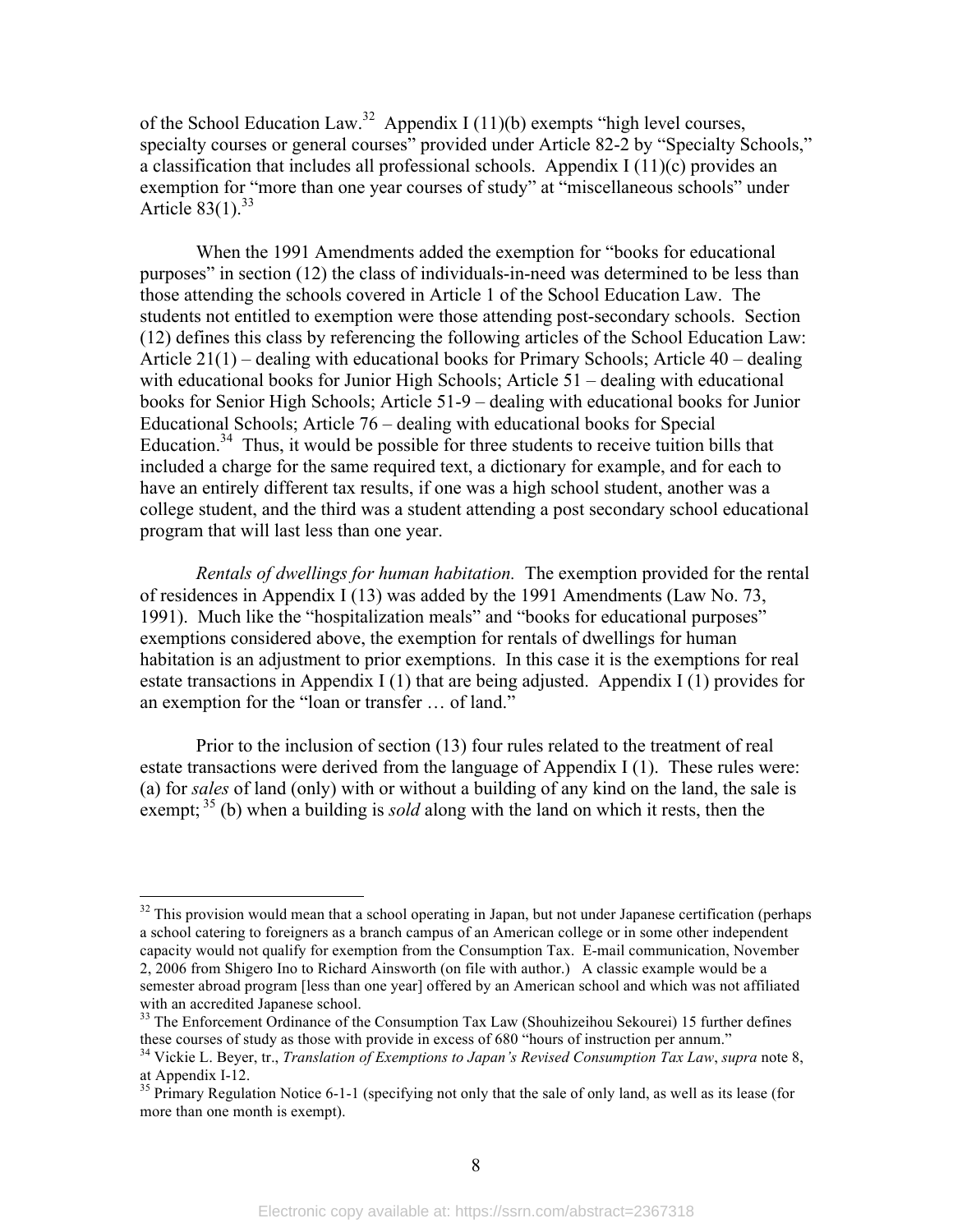of the School Education Law.[32] Appendix I (11)(b) exempts "high level courses, specialty courses or general courses" provided under Article 82-2 by "Specialty Schools," a classification that includes all professional schools. Appendix I (11)(c) provides an exemption for "more than one year courses of study" at "miscellaneous schools" under Article 83(1).[33]

When the 1991 Amendments added the exemption for "books for educational purposes" in section (12) the class of individuals-in-need was determined to be less than those attending the schools covered in Article 1 of the School Education Law. The students not entitled to exemption were those attending post-secondary schools. Section (12) defines this class by referencing the following articles of the School Education Law: Article 21(1) – dealing with educational books for Primary Schools; Article 40 – dealing with educational books for Junior High Schools; Article 51 – dealing with educational books for Senior High Schools; Article 51-9 – dealing with educational books for Junior Educational Schools; Article 76 – dealing with educational books for Special Education.[34] Thus, it would be possible for three students to receive tuition bills that included a charge for the same required text, a dictionary for example, and for each to have an entirely different tax results, if one was a high school student, another was a college student, and the third was a student attending a post secondary school educational program that will last less than one year.

*Rentals of dwellings for human habitation.* The exemption provided for the rental of residences in Appendix I (13) was added by the 1991 Amendments (Law No. 73, 1991). Much like the "hospitalization meals" and "books for educational purposes" exemptions considered above, the exemption for rentals of dwellings for human habitation is an adjustment to prior exemptions. In this case it is the exemptions for real estate transactions in Appendix I (1) that are being adjusted. Appendix I (1) provides for an exemption for the "loan or transfer … of land."

Prior to the inclusion of section (13) four rules related to the treatment of real estate transactions were derived from the language of Appendix I (1). These rules were: (a) for *sales* of land (only) with or without a building of any kind on the land, the sale is exempt; [35] (b) when a building is *sold* along with the land on which it rests, then the

---

[32] This provision would mean that a school operating in Japan, but not under Japanese certification (perhaps a school catering to foreigners as a branch campus of an American college or in some other independent capacity would not qualify for exemption from the Consumption Tax. E-mail communication, November 2, 2006 from Shigero Ino to Richard Ainsworth (on file with author.) A classic example would be a semester abroad program [less than one year] offered by an American school and which was not affiliated with an accredited Japanese school.

[33] The Enforcement Ordinance of the Consumption Tax Law (Shouhizeihou Sekourei) 15 further defines these courses of study as those with provide in excess of 680 "hours of instruction per annum."

[34] Vickie L. Beyer, tr., *Translation of Exemptions to Japan's Revised Consumption Tax Law*, *supra* note 8, at Appendix I-12.

[35] Primary Regulation Notice 6-1-1 (specifying not only that the sale of only land, as well as its lease (for more than one month is exempt).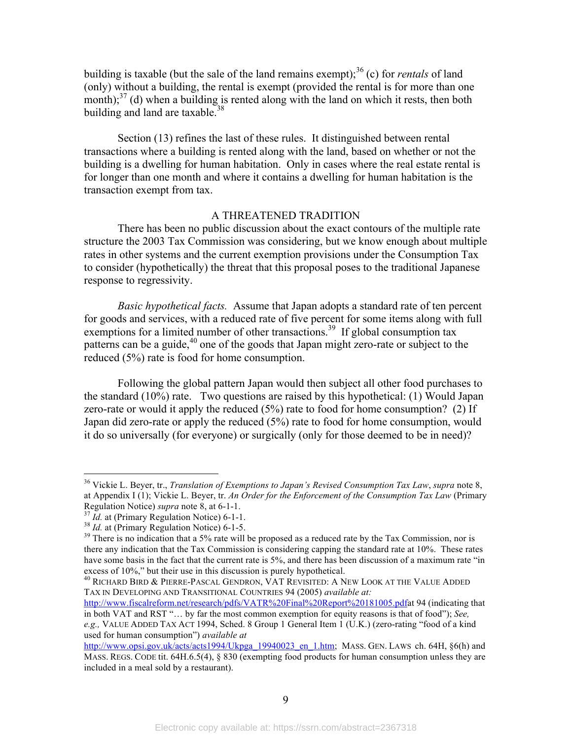building is taxable (but the sale of the land remains exempt);[36] (c) for *rentals* of land (only) without a building, the rental is exempt (provided the rental is for more than one month);[37] (d) when a building is rented along with the land on which it rests, then both building and land are taxable.[38]

Section (13) refines the last of these rules. It distinguished between rental transactions where a building is rented along with the land, based on whether or not the building is a dwelling for human habitation. Only in cases where the real estate rental is for longer than one month and where it contains a dwelling for human habitation is the transaction exempt from tax.

## A THREATENED TRADITION

There has been no public discussion about the exact contours of the multiple rate structure the 2003 Tax Commission was considering, but we know enough about multiple rates in other systems and the current exemption provisions under the Consumption Tax to consider (hypothetically) the threat that this proposal poses to the traditional Japanese response to regressivity.

*Basic hypothetical facts.* Assume that Japan adopts a standard rate of ten percent for goods and services, with a reduced rate of five percent for some items along with full exemptions for a limited number of other transactions.[39] If global consumption tax patterns can be a guide,[40] one of the goods that Japan might zero-rate or subject to the reduced (5%) rate is food for home consumption.

Following the global pattern Japan would then subject all other food purchases to the standard (10%) rate. Two questions are raised by this hypothetical: (1) Would Japan zero-rate or would it apply the reduced (5%) rate to food for home consumption? (2) If Japan did zero-rate or apply the reduced (5%) rate to food for home consumption, would it do so universally (for everyone) or surgically (only for those deemed to be in need)?

---

[36] Vickie L. Beyer, tr., *Translation of Exemptions to Japan's Revised Consumption Tax Law*, *supra* note 8, at Appendix I (1); Vickie L. Beyer, tr. *An Order for the Enforcement of the Consumption Tax Law* (Primary Regulation Notice) *supra* note 8, at 6-1-1.

[37] *Id.* at (Primary Regulation Notice) 6-1-1.

[38] *Id.* at (Primary Regulation Notice) 6-1-5.

[39] There is no indication that a 5% rate will be proposed as a reduced rate by the Tax Commission, nor is there any indication that the Tax Commission is considering capping the standard rate at 10%. These rates have some basis in the fact that the current rate is 5%, and there has been discussion of a maximum rate "in excess of 10%," but their use in this discussion is purely hypothetical.

[40] RICHARD BIRD & PIERRE-PASCAL GENDRON, VAT REVISITED: A NEW LOOK AT THE VALUE ADDED TAX IN DEVELOPING AND TRANSITIONAL COUNTRIES 94 (2005) *available at:* http://www.fiscalreform.net/research/pdfs/VATR%20Final%20Report%20181005.pdfat 94 (indicating that in both VAT and RST "… by far the most common exemption for equity reasons is that of food"); *See, e.g.,* VALUE ADDED TAX ACT 1994, Sched. 8 Group 1 General Item 1 (U.K.) (zero-rating "food of a kind used for human consumption") *available at* http://www.opsi.gov.uk/acts/acts1994/Ukpga_19940023_en_1.htm; MASS. GEN. LAWS ch. 64H, §6(h) and MASS. REGS. CODE tit. 64H.6.5(4), § 830 (exempting food products for human consumption unless they are included in a meal sold by a restaurant).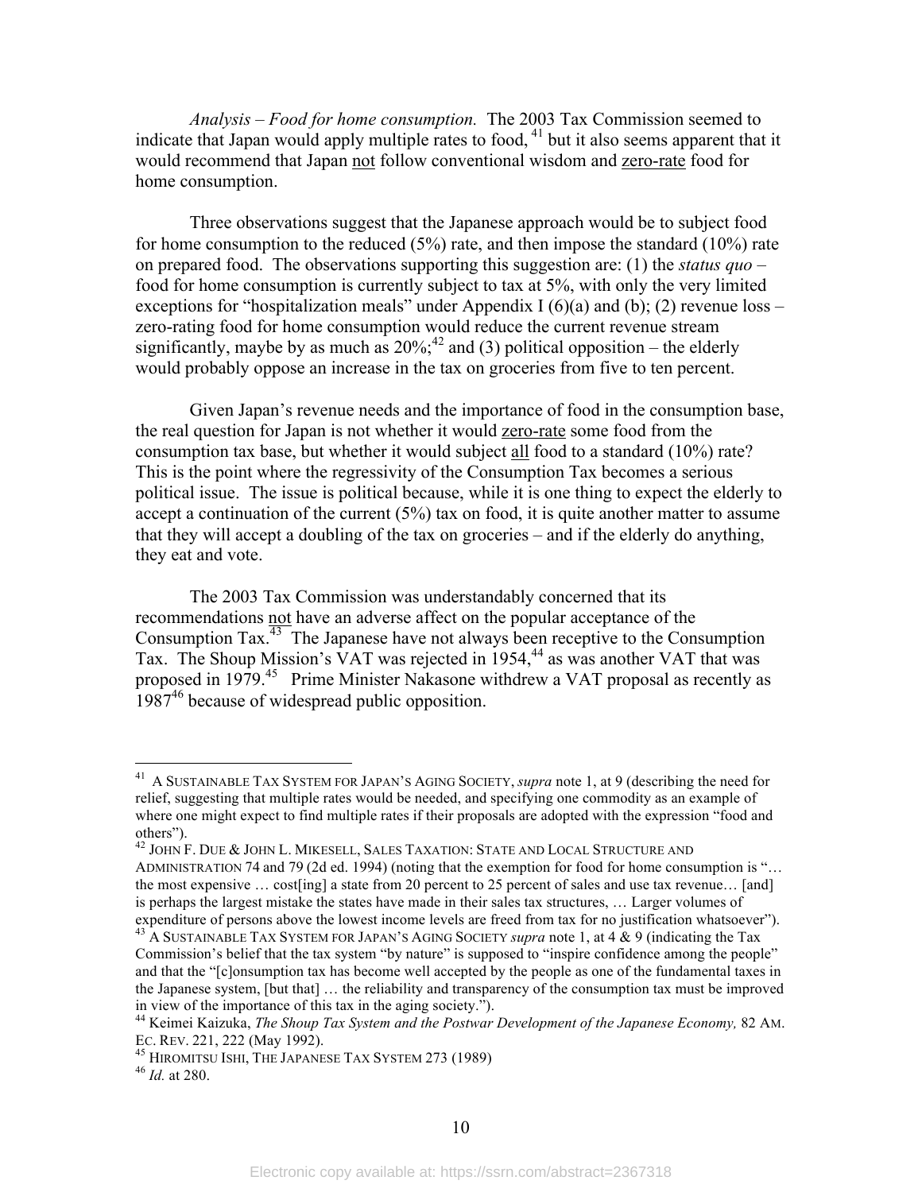*Analysis – Food for home consumption.* The 2003 Tax Commission seemed to indicate that Japan would apply multiple rates to food, [41] but it also seems apparent that it would recommend that Japan not follow conventional wisdom and zero-rate food for home consumption.

Three observations suggest that the Japanese approach would be to subject food for home consumption to the reduced (5%) rate, and then impose the standard (10%) rate on prepared food. The observations supporting this suggestion are: (1) the *status quo* – food for home consumption is currently subject to tax at 5%, with only the very limited exceptions for "hospitalization meals" under Appendix I (6)(a) and (b); (2) revenue loss – zero-rating food for home consumption would reduce the current revenue stream significantly, maybe by as much as 20%;[42] and (3) political opposition – the elderly would probably oppose an increase in the tax on groceries from five to ten percent.

Given Japan's revenue needs and the importance of food in the consumption base, the real question for Japan is not whether it would zero-rate some food from the consumption tax base, but whether it would subject all food to a standard (10%) rate? This is the point where the regressivity of the Consumption Tax becomes a serious political issue. The issue is political because, while it is one thing to expect the elderly to accept a continuation of the current (5%) tax on food, it is quite another matter to assume that they will accept a doubling of the tax on groceries – and if the elderly do anything, they eat and vote.

The 2003 Tax Commission was understandably concerned that its recommendations not have an adverse affect on the popular acceptance of the Consumption Tax.[43] The Japanese have not always been receptive to the Consumption Tax. The Shoup Mission's VAT was rejected in 1954,[44] as was another VAT that was proposed in 1979.[45] Prime Minister Nakasone withdrew a VAT proposal as recently as 1987[46] because of widespread public opposition.

---

[41] A SUSTAINABLE TAX SYSTEM FOR JAPAN'S AGING SOCIETY, *supra* note 1, at 9 (describing the need for relief, suggesting that multiple rates would be needed, and specifying one commodity as an example of where one might expect to find multiple rates if their proposals are adopted with the expression "food and others").

[42] JOHN F. DUE & JOHN L. MIKESELL, SALES TAXATION: STATE AND LOCAL STRUCTURE AND ADMINISTRATION 74 and 79 (2d ed. 1994) (noting that the exemption for food for home consumption is "… the most expensive … cost[ing] a state from 20 percent to 25 percent of sales and use tax revenue… [and] is perhaps the largest mistake the states have made in their sales tax structures, … Larger volumes of expenditure of persons above the lowest income levels are freed from tax for no justification whatsoever").

[43] A SUSTAINABLE TAX SYSTEM FOR JAPAN'S AGING SOCIETY *supra* note 1, at 4 & 9 (indicating the Tax Commission's belief that the tax system "by nature" is supposed to "inspire confidence among the people" and that the "[c]onsumption tax has become well accepted by the people as one of the fundamental taxes in the Japanese system, [but that] … the reliability and transparency of the consumption tax must be improved in view of the importance of this tax in the aging society.").

[44] Keimei Kaizuka, *The Shoup Tax System and the Postwar Development of the Japanese Economy,* 82 AM. EC. REV. 221, 222 (May 1992).

[45] HIROMITSU ISHI, THE JAPANESE TAX SYSTEM 273 (1989)

[46] *Id.* at 280.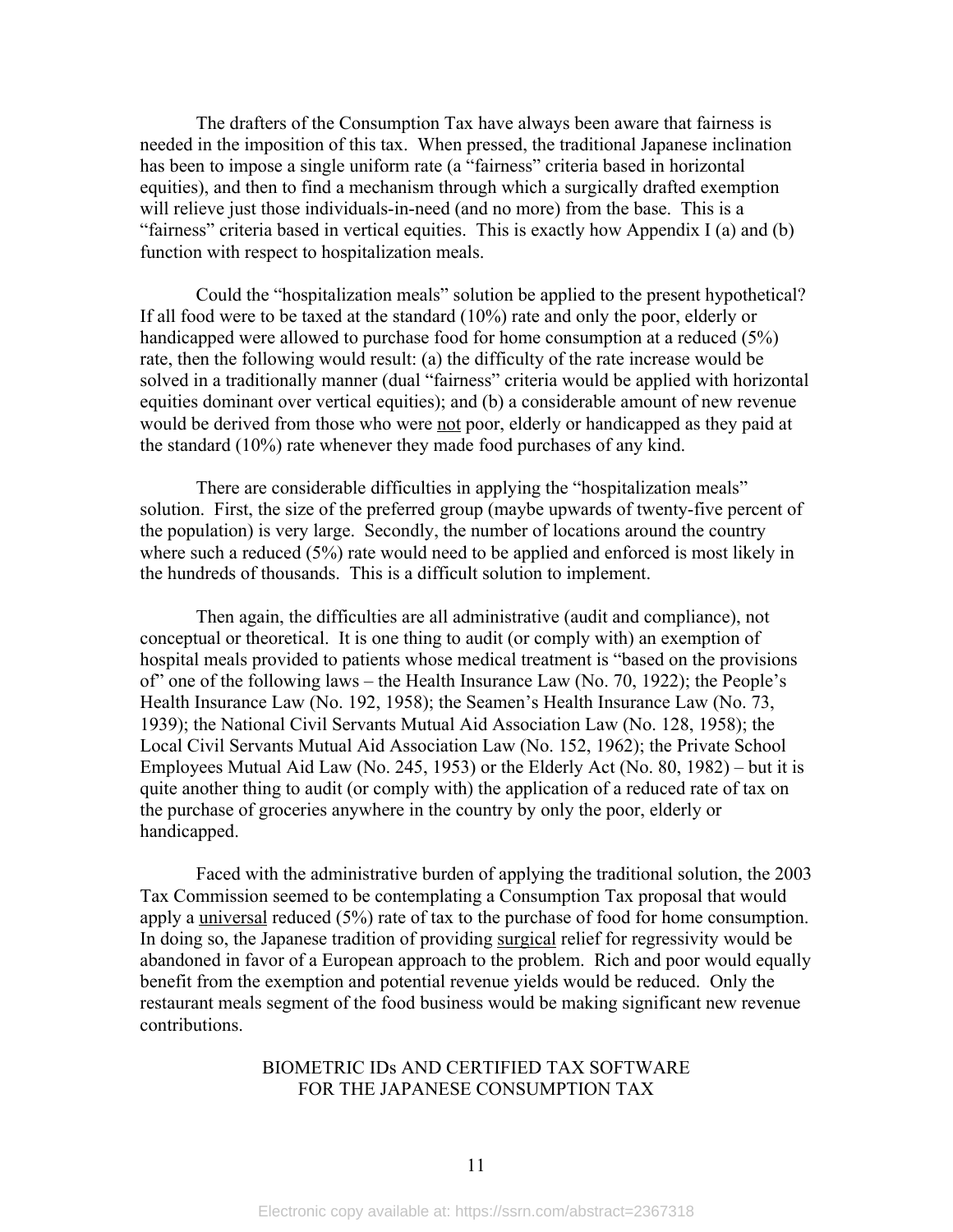The drafters of the Consumption Tax have always been aware that fairness is needed in the imposition of this tax. When pressed, the traditional Japanese inclination has been to impose a single uniform rate (a "fairness" criteria based in horizontal equities), and then to find a mechanism through which a surgically drafted exemption will relieve just those individuals-in-need (and no more) from the base. This is a "fairness" criteria based in vertical equities. This is exactly how Appendix I (a) and (b) function with respect to hospitalization meals.

Could the "hospitalization meals" solution be applied to the present hypothetical? If all food were to be taxed at the standard (10%) rate and only the poor, elderly or handicapped were allowed to purchase food for home consumption at a reduced (5%) rate, then the following would result: (a) the difficulty of the rate increase would be solved in a traditionally manner (dual "fairness" criteria would be applied with horizontal equities dominant over vertical equities); and (b) a considerable amount of new revenue would be derived from those who were <u>not</u> poor, elderly or handicapped as they paid at the standard (10%) rate whenever they made food purchases of any kind.

There are considerable difficulties in applying the "hospitalization meals" solution. First, the size of the preferred group (maybe upwards of twenty-five percent of the population) is very large. Secondly, the number of locations around the country where such a reduced (5%) rate would need to be applied and enforced is most likely in the hundreds of thousands. This is a difficult solution to implement.

Then again, the difficulties are all administrative (audit and compliance), not conceptual or theoretical. It is one thing to audit (or comply with) an exemption of hospital meals provided to patients whose medical treatment is "based on the provisions of" one of the following laws – the Health Insurance Law (No. 70, 1922); the People's Health Insurance Law (No. 192, 1958); the Seamen's Health Insurance Law (No. 73, 1939); the National Civil Servants Mutual Aid Association Law (No. 128, 1958); the Local Civil Servants Mutual Aid Association Law (No. 152, 1962); the Private School Employees Mutual Aid Law (No. 245, 1953) or the Elderly Act (No. 80, 1982) – but it is quite another thing to audit (or comply with) the application of a reduced rate of tax on the purchase of groceries anywhere in the country by only the poor, elderly or handicapped.

Faced with the administrative burden of applying the traditional solution, the 2003 Tax Commission seemed to be contemplating a Consumption Tax proposal that would apply a <u>universal</u> reduced (5%) rate of tax to the purchase of food for home consumption. In doing so, the Japanese tradition of providing <u>surgical</u> relief for regressivity would be abandoned in favor of a European approach to the problem. Rich and poor would equally benefit from the exemption and potential revenue yields would be reduced. Only the restaurant meals segment of the food business would be making significant new revenue contributions.

## BIOMETRIC IDs AND CERTIFIED TAX SOFTWARE FOR THE JAPANESE CONSUMPTION TAX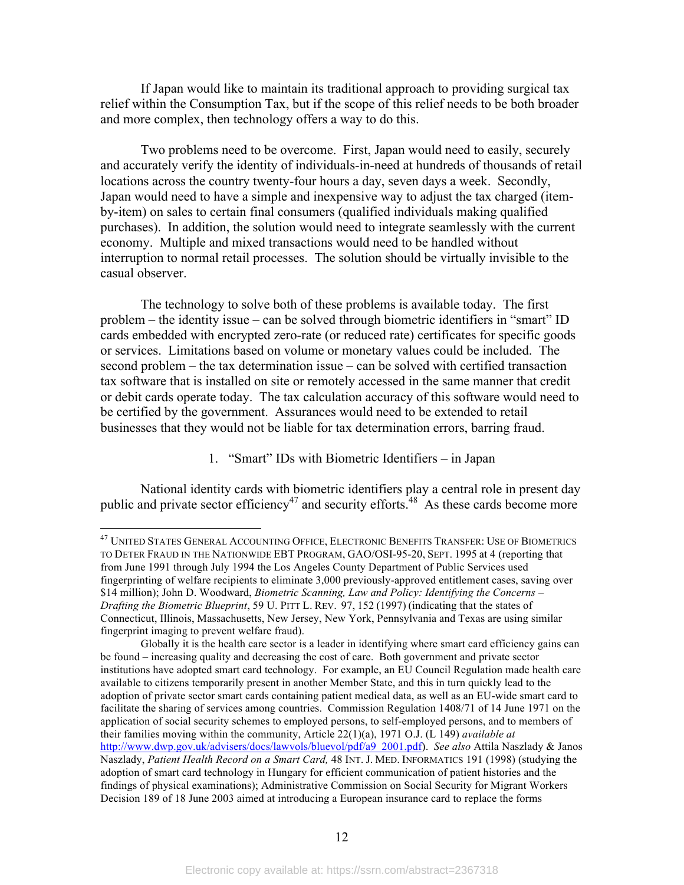If Japan would like to maintain its traditional approach to providing surgical tax relief within the Consumption Tax, but if the scope of this relief needs to be both broader and more complex, then technology offers a way to do this.

Two problems need to be overcome. First, Japan would need to easily, securely and accurately verify the identity of individuals-in-need at hundreds of thousands of retail locations across the country twenty-four hours a day, seven days a week. Secondly, Japan would need to have a simple and inexpensive way to adjust the tax charged (item-by-item) on sales to certain final consumers (qualified individuals making qualified purchases). In addition, the solution would need to integrate seamlessly with the current economy. Multiple and mixed transactions would need to be handled without interruption to normal retail processes. The solution should be virtually invisible to the casual observer.

The technology to solve both of these problems is available today. The first problem – the identity issue – can be solved through biometric identifiers in "smart" ID cards embedded with encrypted zero-rate (or reduced rate) certificates for specific goods or services. Limitations based on volume or monetary values could be included. The second problem – the tax determination issue – can be solved with certified transaction tax software that is installed on site or remotely accessed in the same manner that credit or debit cards operate today. The tax calculation accuracy of this software would need to be certified by the government. Assurances would need to be extended to retail businesses that they would not be liable for tax determination errors, barring fraud.

1. "Smart" IDs with Biometric Identifiers – in Japan

National identity cards with biometric identifiers play a central role in present day public and private sector efficiency[47] and security efforts.[48] As these cards become more

---

[47] UNITED STATES GENERAL ACCOUNTING OFFICE, ELECTRONIC BENEFITS TRANSFER: USE OF BIOMETRICS TO DETER FRAUD IN THE NATIONWIDE EBT PROGRAM, GAO/OSI-95-20, SEPT. 1995 at 4 (reporting that from June 1991 through July 1994 the Los Angeles County Department of Public Services used fingerprinting of welfare recipients to eliminate 3,000 previously-approved entitlement cases, saving over $14 million); John D. Woodward, *Biometric Scanning, Law and Policy: Identifying the Concerns – Drafting the Biometric Blueprint*, 59 U. PITT L. REV. 97, 152 (1997) (indicating that the states of Connecticut, Illinois, Massachusetts, New Jersey, New York, Pennsylvania and Texas are using similar fingerprint imaging to prevent welfare fraud).

Globally it is the health care sector is a leader in identifying where smart card efficiency gains can be found – increasing quality and decreasing the cost of care. Both government and private sector institutions have adopted smart card technology. For example, an EU Council Regulation made health care available to citizens temporarily present in another Member State, and this in turn quickly lead to the adoption of private sector smart cards containing patient medical data, as well as an EU-wide smart card to facilitate the sharing of services among countries. Commission Regulation 1408/71 of 14 June 1971 on the application of social security schemes to employed persons, to self-employed persons, and to members of their families moving within the community, Article 22(1)(a), 1971 O.J. (L 149) *available at* http://www.dwp.gov.uk/advisers/docs/lawvols/bluevol/pdf/a9_2001.pdf). *See also* Attila Naszlady & Janos Naszlady, *Patient Health Record on a Smart Card,* 48 INT. J. MED. INFORMATICS 191 (1998) (studying the adoption of smart card technology in Hungary for efficient communication of patient histories and the findings of physical examinations); Administrative Commission on Social Security for Migrant Workers Decision 189 of 18 June 2003 aimed at introducing a European insurance card to replace the forms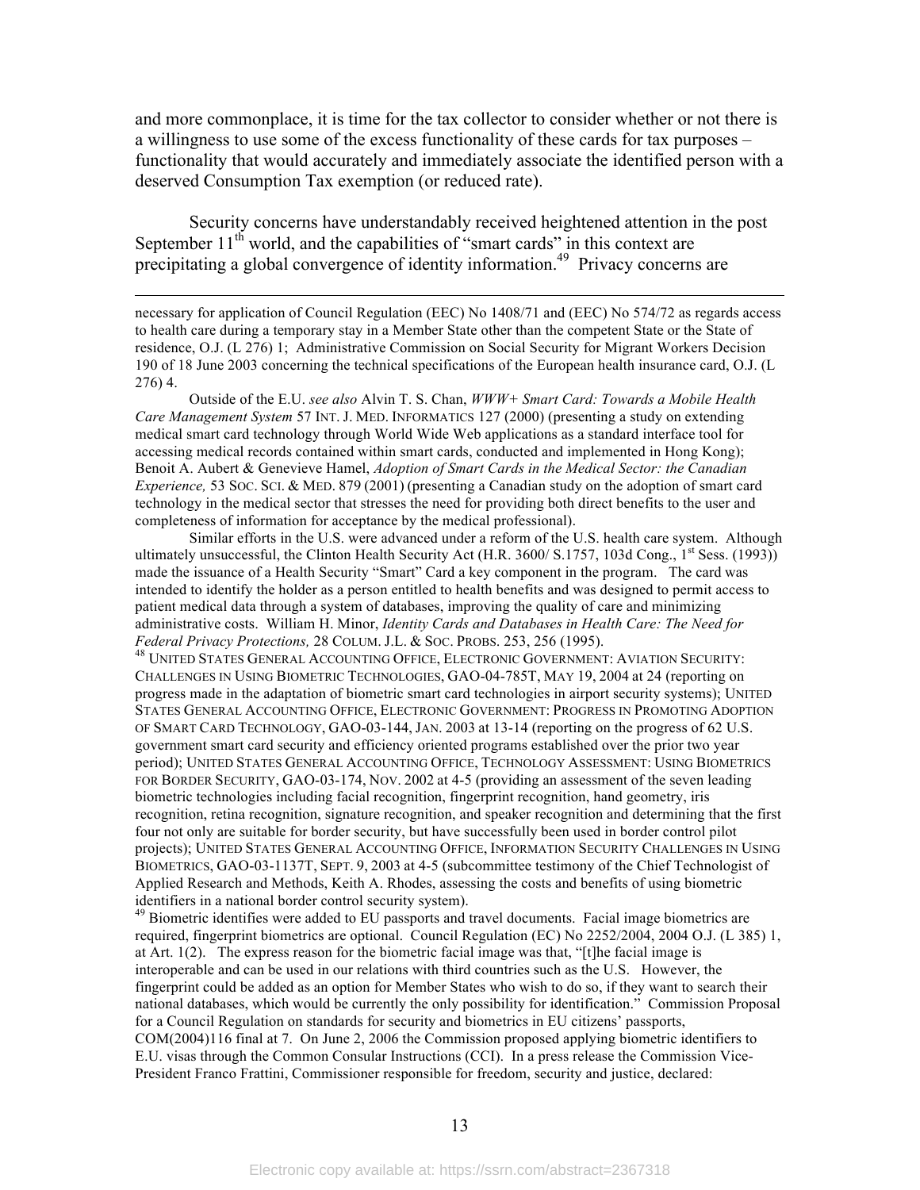and more commonplace, it is time for the tax collector to consider whether or not there is a willingness to use some of the excess functionality of these cards for tax purposes – functionality that would accurately and immediately associate the identified person with a deserved Consumption Tax exemption (or reduced rate).

Security concerns have understandably received heightened attention in the post September 11th world, and the capabilities of "smart cards" in this context are precipitating a global convergence of identity information.[49] Privacy concerns are

---

necessary for application of Council Regulation (EEC) No 1408/71 and (EEC) No 574/72 as regards access to health care during a temporary stay in a Member State other than the competent State or the State of residence, O.J. (L 276) 1; Administrative Commission on Social Security for Migrant Workers Decision 190 of 18 June 2003 concerning the technical specifications of the European health insurance card, O.J. (L 276) 4.

Outside of the E.U. *see also* Alvin T. S. Chan, *WWW+ Smart Card: Towards a Mobile Health Care Management System* 57 INT. J. MED. INFORMATICS 127 (2000) (presenting a study on extending medical smart card technology through World Wide Web applications as a standard interface tool for accessing medical records contained within smart cards, conducted and implemented in Hong Kong); Benoit A. Aubert & Genevieve Hamel, *Adoption of Smart Cards in the Medical Sector: the Canadian Experience,* 53 SOC. SCI. & MED. 879 (2001) (presenting a Canadian study on the adoption of smart card technology in the medical sector that stresses the need for providing both direct benefits to the user and completeness of information for acceptance by the medical professional).

Similar efforts in the U.S. were advanced under a reform of the U.S. health care system. Although ultimately unsuccessful, the Clinton Health Security Act (H.R. 3600/ S.1757, 103d Cong., 1st Sess. (1993)) made the issuance of a Health Security "Smart" Card a key component in the program. The card was intended to identify the holder as a person entitled to health benefits and was designed to permit access to patient medical data through a system of databases, improving the quality of care and minimizing administrative costs. William H. Minor, *Identity Cards and Databases in Health Care: The Need for Federal Privacy Protections,* 28 COLUM. J.L. & SOC. PROBS. 253, 256 (1995).

[48] UNITED STATES GENERAL ACCOUNTING OFFICE, ELECTRONIC GOVERNMENT: AVIATION SECURITY: CHALLENGES IN USING BIOMETRIC TECHNOLOGIES, GAO-04-785T, MAY 19, 2004 at 24 (reporting on progress made in the adaptation of biometric smart card technologies in airport security systems); UNITED STATES GENERAL ACCOUNTING OFFICE, ELECTRONIC GOVERNMENT: PROGRESS IN PROMOTING ADOPTION OF SMART CARD TECHNOLOGY, GAO-03-144, JAN. 2003 at 13-14 (reporting on the progress of 62 U.S. government smart card security and efficiency oriented programs established over the prior two year period); UNITED STATES GENERAL ACCOUNTING OFFICE, TECHNOLOGY ASSESSMENT: USING BIOMETRICS FOR BORDER SECURITY, GAO-03-174, NOV. 2002 at 4-5 (providing an assessment of the seven leading biometric technologies including facial recognition, fingerprint recognition, hand geometry, iris recognition, retina recognition, signature recognition, and speaker recognition and determining that the first four not only are suitable for border security, but have successfully been used in border control pilot projects); UNITED STATES GENERAL ACCOUNTING OFFICE, INFORMATION SECURITY CHALLENGES IN USING BIOMETRICS, GAO-03-1137T, SEPT. 9, 2003 at 4-5 (subcommittee testimony of the Chief Technologist of Applied Research and Methods, Keith A. Rhodes, assessing the costs and benefits of using biometric identifiers in a national border control security system).

[49] Biometric identifies were added to EU passports and travel documents. Facial image biometrics are required, fingerprint biometrics are optional. Council Regulation (EC) No 2252/2004, 2004 O.J. (L 385) 1, at Art. 1(2). The express reason for the biometric facial image was that, "[t]he facial image is interoperable and can be used in our relations with third countries such as the U.S. However, the fingerprint could be added as an option for Member States who wish to do so, if they want to search their national databases, which would be currently the only possibility for identification." Commission Proposal for a Council Regulation on standards for security and biometrics in EU citizens' passports, COM(2004)116 final at 7. On June 2, 2006 the Commission proposed applying biometric identifiers to E.U. visas through the Common Consular Instructions (CCI). In a press release the Commission Vice-President Franco Frattini, Commissioner responsible for freedom, security and justice, declared: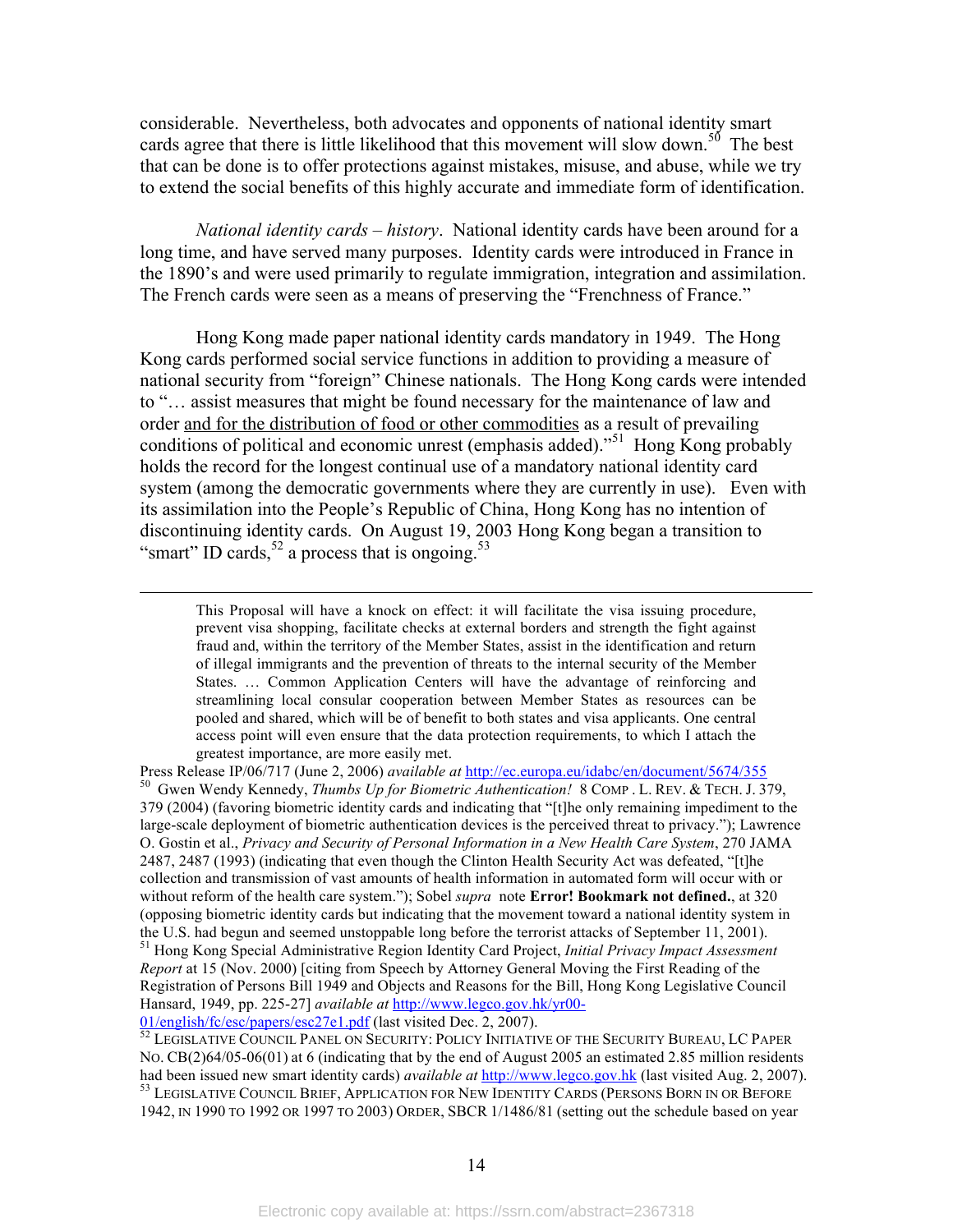considerable. Nevertheless, both advocates and opponents of national identity smart cards agree that there is little likelihood that this movement will slow down.[50] The best that can be done is to offer protections against mistakes, misuse, and abuse, while we try to extend the social benefits of this highly accurate and immediate form of identification.

*National identity cards – history*. National identity cards have been around for a long time, and have served many purposes. Identity cards were introduced in France in the 1890's and were used primarily to regulate immigration, integration and assimilation. The French cards were seen as a means of preserving the "Frenchness of France."

Hong Kong made paper national identity cards mandatory in 1949. The Hong Kong cards performed social service functions in addition to providing a measure of national security from "foreign" Chinese nationals. The Hong Kong cards were intended to "… assist measures that might be found necessary for the maintenance of law and order <u>and for the distribution of food or other commodities</u> as a result of prevailing conditions of political and economic unrest (emphasis added)."[51] Hong Kong probably holds the record for the longest continual use of a mandatory national identity card system (among the democratic governments where they are currently in use). Even with its assimilation into the People's Republic of China, Hong Kong has no intention of discontinuing identity cards. On August 19, 2003 Hong Kong began a transition to "smart" ID cards,[52] a process that is ongoing.[53]

---

> This Proposal will have a knock on effect: it will facilitate the visa issuing procedure, prevent visa shopping, facilitate checks at external borders and strength the fight against fraud and, within the territory of the Member States, assist in the identification and return of illegal immigrants and the prevention of threats to the internal security of the Member States. … Common Application Centers will have the advantage of reinforcing and streamlining local consular cooperation between Member States as resources can be pooled and shared, which will be of benefit to both states and visa applicants. One central access point will even ensure that the data protection requirements, to which I attach the greatest importance, are more easily met.

Press Release IP/06/717 (June 2, 2006) *available at* http://ec.europa.eu/idabc/en/document/5674/355

[50] Gwen Wendy Kennedy, *Thumbs Up for Biometric Authentication!* 8 COMP . L. REV. & TECH. J. 379, 379 (2004) (favoring biometric identity cards and indicating that "[t]he only remaining impediment to the large-scale deployment of biometric authentication devices is the perceived threat to privacy."); Lawrence O. Gostin et al., *Privacy and Security of Personal Information in a New Health Care System*, 270 JAMA 2487, 2487 (1993) (indicating that even though the Clinton Health Security Act was defeated, "[t]he collection and transmission of vast amounts of health information in automated form will occur with or without reform of the health care system."); Sobel *supra* note **Error! Bookmark not defined.**, at 320 (opposing biometric identity cards but indicating that the movement toward a national identity system in the U.S. had begun and seemed unstoppable long before the terrorist attacks of September 11, 2001).

[51] Hong Kong Special Administrative Region Identity Card Project, *Initial Privacy Impact Assessment Report* at 15 (Nov. 2000) [citing from Speech by Attorney General Moving the First Reading of the Registration of Persons Bill 1949 and Objects and Reasons for the Bill, Hong Kong Legislative Council Hansard, 1949, pp. 225-27] *available at* http://www.legco.gov.hk/yr00-01/english/fc/esc/papers/esc27e1.pdf (last visited Dec. 2, 2007).

[52] LEGISLATIVE COUNCIL PANEL ON SECURITY: POLICY INITIATIVE OF THE SECURITY BUREAU, LC PAPER NO. CB(2)64/05-06(01) at 6 (indicating that by the end of August 2005 an estimated 2.85 million residents had been issued new smart identity cards) *available at* http://www.legco.gov.hk (last visited Aug. 2, 2007).

[53] LEGISLATIVE COUNCIL BRIEF, APPLICATION FOR NEW IDENTITY CARDS (PERSONS BORN IN OR BEFORE 1942, IN 1990 TO 1992 OR 1997 TO 2003) ORDER, SBCR 1/1486/81 (setting out the schedule based on year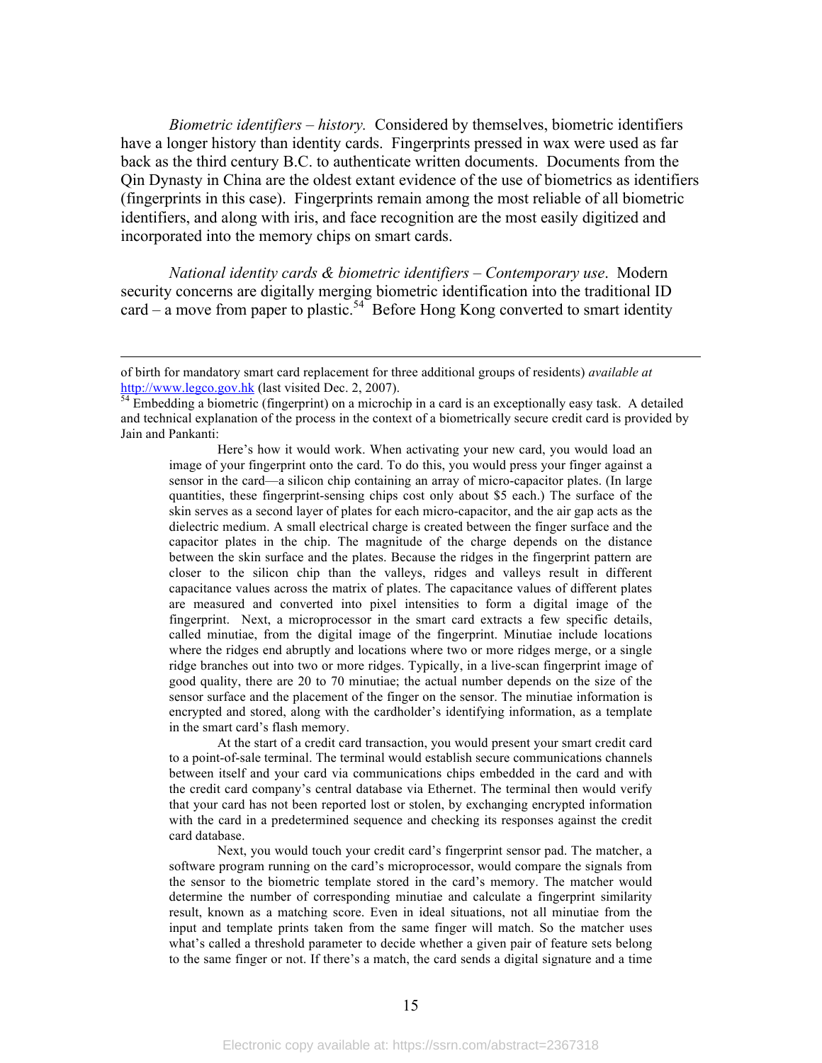*Biometric identifiers – history.* Considered by themselves, biometric identifiers have a longer history than identity cards. Fingerprints pressed in wax were used as far back as the third century B.C. to authenticate written documents. Documents from the Qin Dynasty in China are the oldest extant evidence of the use of biometrics as identifiers (fingerprints in this case). Fingerprints remain among the most reliable of all biometric identifiers, and along with iris, and face recognition are the most easily digitized and incorporated into the memory chips on smart cards.

*National identity cards & biometric identifiers – Contemporary use.* Modern security concerns are digitally merging biometric identification into the traditional ID card – a move from paper to plastic.[54] Before Hong Kong converted to smart identity

---

of birth for mandatory smart card replacement for three additional groups of residents) *available at* http://www.legco.gov.hk (last visited Dec. 2, 2007).

[54] Embedding a biometric (fingerprint) on a microchip in a card is an exceptionally easy task. A detailed and technical explanation of the process in the context of a biometrically secure credit card is provided by Jain and Pankanti:

> Here's how it would work. When activating your new card, you would load an image of your fingerprint onto the card. To do this, you would press your finger against a sensor in the card—a silicon chip containing an array of micro-capacitor plates. (In large quantities, these fingerprint-sensing chips cost only about $5 each.) The surface of the skin serves as a second layer of plates for each micro-capacitor, and the air gap acts as the dielectric medium. A small electrical charge is created between the finger surface and the capacitor plates in the chip. The magnitude of the charge depends on the distance between the skin surface and the plates. Because the ridges in the fingerprint pattern are closer to the silicon chip than the valleys, ridges and valleys result in different capacitance values across the matrix of plates. The capacitance values of different plates are measured and converted into pixel intensities to form a digital image of the fingerprint. Next, a microprocessor in the smart card extracts a few specific details, called minutiae, from the digital image of the fingerprint. Minutiae include locations where the ridges end abruptly and locations where two or more ridges merge, or a single ridge branches out into two or more ridges. Typically, in a live-scan fingerprint image of good quality, there are 20 to 70 minutiae; the actual number depends on the size of the sensor surface and the placement of the finger on the sensor. The minutiae information is encrypted and stored, along with the cardholder's identifying information, as a template in the smart card's flash memory.
>
> At the start of a credit card transaction, you would present your smart credit card to a point-of-sale terminal. The terminal would establish secure communications channels between itself and your card via communications chips embedded in the card and with the credit card company's central database via Ethernet. The terminal then would verify that your card has not been reported lost or stolen, by exchanging encrypted information with the card in a predetermined sequence and checking its responses against the credit card database.
>
> Next, you would touch your credit card's fingerprint sensor pad. The matcher, a software program running on the card's microprocessor, would compare the signals from the sensor to the biometric template stored in the card's memory. The matcher would determine the number of corresponding minutiae and calculate a fingerprint similarity result, known as a matching score. Even in ideal situations, not all minutiae from the input and template prints taken from the same finger will match. So the matcher uses what's called a threshold parameter to decide whether a given pair of feature sets belong to the same finger or not. If there's a match, the card sends a digital signature and a time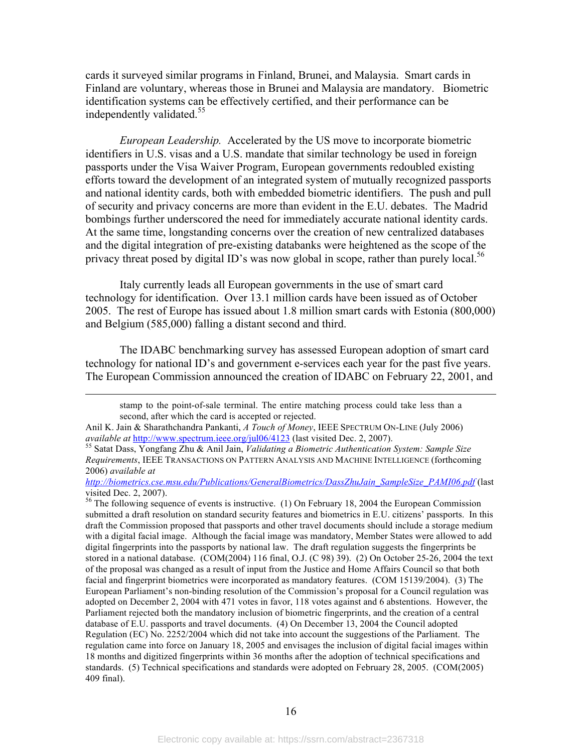cards it surveyed similar programs in Finland, Brunei, and Malaysia. Smart cards in Finland are voluntary, whereas those in Brunei and Malaysia are mandatory. Biometric identification systems can be effectively certified, and their performance can be independently validated.[55]

*European Leadership.* Accelerated by the US move to incorporate biometric identifiers in U.S. visas and a U.S. mandate that similar technology be used in foreign passports under the Visa Waiver Program, European governments redoubled existing efforts toward the development of an integrated system of mutually recognized passports and national identity cards, both with embedded biometric identifiers. The push and pull of security and privacy concerns are more than evident in the E.U. debates. The Madrid bombings further underscored the need for immediately accurate national identity cards. At the same time, longstanding concerns over the creation of new centralized databases and the digital integration of pre-existing databanks were heightened as the scope of the privacy threat posed by digital ID's was now global in scope, rather than purely local.[56]

Italy currently leads all European governments in the use of smart card technology for identification. Over 13.1 million cards have been issued as of October 2005. The rest of Europe has issued about 1.8 million smart cards with Estonia (800,000) and Belgium (585,000) falling a distant second and third.

The IDABC benchmarking survey has assessed European adoption of smart card technology for national ID's and government e-services each year for the past five years. The European Commission announced the creation of IDABC on February 22, 2001, and

---

> stamp to the point-of-sale terminal. The entire matching process could take less than a second, after which the card is accepted or rejected.

Anil K. Jain & Sharathchandra Pankanti, *A Touch of Money*, IEEE SPECTRUM ON-LINE (July 2006) *available at* http://www.spectrum.ieee.org/jul06/4123 (last visited Dec. 2, 2007).

[55] Satat Dass, Yongfang Zhu & Anil Jain, *Validating a Biometric Authentication System: Sample Size Requirements*, IEEE TRANSACTIONS ON PATTERN ANALYSIS AND MACHINE INTELLIGENCE (forthcoming 2006) *available at* *http://biometrics.cse.msu.edu/Publications/GeneralBiometrics/DassZhuJain_SampleSize_PAMI06.pdf* (last visited Dec. 2, 2007).

[56] The following sequence of events is instructive. (1) On February 18, 2004 the European Commission submitted a draft resolution on standard security features and biometrics in E.U. citizens' passports. In this draft the Commission proposed that passports and other travel documents should include a storage medium with a digital facial image. Although the facial image was mandatory, Member States were allowed to add digital fingerprints into the passports by national law. The draft regulation suggests the fingerprints be stored in a national database. (COM(2004) 116 final, O.J. (C 98) 39). (2) On October 25-26, 2004 the text of the proposal was changed as a result of input from the Justice and Home Affairs Council so that both facial and fingerprint biometrics were incorporated as mandatory features. (COM 15139/2004). (3) The European Parliament's non-binding resolution of the Commission's proposal for a Council regulation was adopted on December 2, 2004 with 471 votes in favor, 118 votes against and 6 abstentions. However, the Parliament rejected both the mandatory inclusion of biometric fingerprints, and the creation of a central database of E.U. passports and travel documents. (4) On December 13, 2004 the Council adopted Regulation (EC) No. 2252/2004 which did not take into account the suggestions of the Parliament. The regulation came into force on January 18, 2005 and envisages the inclusion of digital facial images within 18 months and digitized fingerprints within 36 months after the adoption of technical specifications and standards. (5) Technical specifications and standards were adopted on February 28, 2005. (COM(2005) 409 final).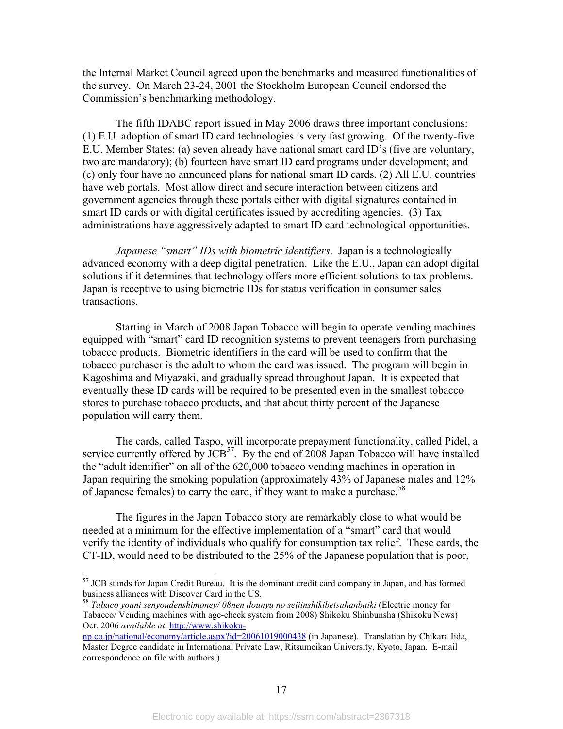the Internal Market Council agreed upon the benchmarks and measured functionalities of the survey. On March 23-24, 2001 the Stockholm European Council endorsed the Commission's benchmarking methodology.

The fifth IDABC report issued in May 2006 draws three important conclusions: (1) E.U. adoption of smart ID card technologies is very fast growing. Of the twenty-five E.U. Member States: (a) seven already have national smart card ID's (five are voluntary, two are mandatory); (b) fourteen have smart ID card programs under development; and (c) only four have no announced plans for national smart ID cards. (2) All E.U. countries have web portals. Most allow direct and secure interaction between citizens and government agencies through these portals either with digital signatures contained in smart ID cards or with digital certificates issued by accrediting agencies. (3) Tax administrations have aggressively adapted to smart ID card technological opportunities.

*Japanese "smart" IDs with biometric identifiers*. Japan is a technologically advanced economy with a deep digital penetration. Like the E.U., Japan can adopt digital solutions if it determines that technology offers more efficient solutions to tax problems. Japan is receptive to using biometric IDs for status verification in consumer sales transactions.

Starting in March of 2008 Japan Tobacco will begin to operate vending machines equipped with "smart" card ID recognition systems to prevent teenagers from purchasing tobacco products. Biometric identifiers in the card will be used to confirm that the tobacco purchaser is the adult to whom the card was issued. The program will begin in Kagoshima and Miyazaki, and gradually spread throughout Japan. It is expected that eventually these ID cards will be required to be presented even in the smallest tobacco stores to purchase tobacco products, and that about thirty percent of the Japanese population will carry them.

The cards, called Taspo, will incorporate prepayment functionality, called Pidel, a service currently offered by JCB[57]. By the end of 2008 Japan Tobacco will have installed the "adult identifier" on all of the 620,000 tobacco vending machines in operation in Japan requiring the smoking population (approximately 43% of Japanese males and 12% of Japanese females) to carry the card, if they want to make a purchase.[58]

The figures in the Japan Tobacco story are remarkably close to what would be needed at a minimum for the effective implementation of a "smart" card that would verify the identity of individuals who qualify for consumption tax relief. These cards, the CT-ID, would need to be distributed to the 25% of the Japanese population that is poor,

---

[57] JCB stands for Japan Credit Bureau. It is the dominant credit card company in Japan, and has formed business alliances with Discover Card in the US.

[58] *Tabaco youni senyoudenshimoney/ 08nen dounyu no seijinshikibetsuhanbaiki* (Electric money for Tabacco/ Vending machines with age-check system from 2008) Shikoku Shinbunsha (Shikoku News) Oct. 2006 *available at* http://www.shikoku-np.co.jp/national/economy/article.aspx?id=20061019000438 (in Japanese). Translation by Chikara Iida, Master Degree candidate in International Private Law, Ritsumeikan University, Kyoto, Japan. E-mail correspondence on file with authors.)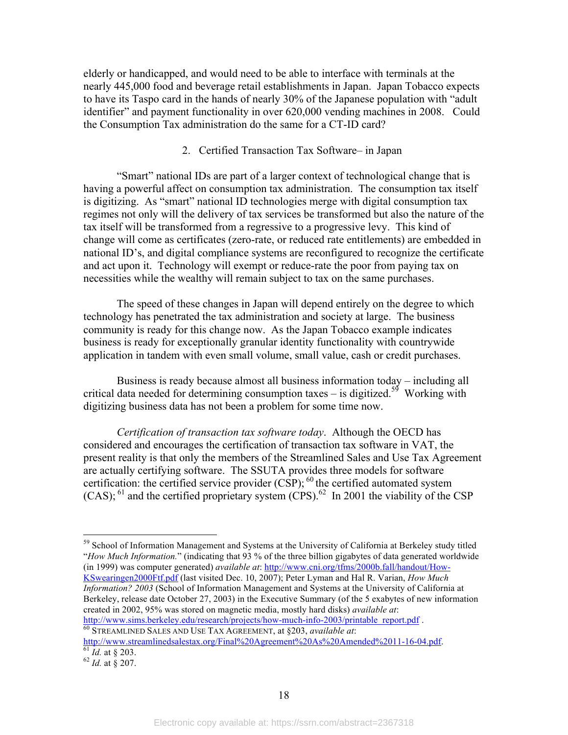elderly or handicapped, and would need to be able to interface with terminals at the nearly 445,000 food and beverage retail establishments in Japan. Japan Tobacco expects to have its Taspo card in the hands of nearly 30% of the Japanese population with "adult identifier" and payment functionality in over 620,000 vending machines in 2008. Could the Consumption Tax administration do the same for a CT-ID card?

### 2. Certified Transaction Tax Software– in Japan

"Smart" national IDs are part of a larger context of technological change that is having a powerful affect on consumption tax administration. The consumption tax itself is digitizing. As "smart" national ID technologies merge with digital consumption tax regimes not only will the delivery of tax services be transformed but also the nature of the tax itself will be transformed from a regressive to a progressive levy. This kind of change will come as certificates (zero-rate, or reduced rate entitlements) are embedded in national ID's, and digital compliance systems are reconfigured to recognize the certificate and act upon it. Technology will exempt or reduce-rate the poor from paying tax on necessities while the wealthy will remain subject to tax on the same purchases.

The speed of these changes in Japan will depend entirely on the degree to which technology has penetrated the tax administration and society at large. The business community is ready for this change now. As the Japan Tobacco example indicates business is ready for exceptionally granular identity functionality with countrywide application in tandem with even small volume, small value, cash or credit purchases.

Business is ready because almost all business information today – including all critical data needed for determining consumption taxes – is digitized.[59] Working with digitizing business data has not been a problem for some time now.

*Certification of transaction tax software today*. Although the OECD has considered and encourages the certification of transaction tax software in VAT, the present reality is that only the members of the Streamlined Sales and Use Tax Agreement are actually certifying software. The SSUTA provides three models for software certification: the certified service provider (CSP); [60] the certified automated system (CAS); [61] and the certified proprietary system (CPS).[62] In 2001 the viability of the CSP

---

[59] School of Information Management and Systems at the University of California at Berkeley study titled "*How Much Information.*" (indicating that 93 % of the three billion gigabytes of data generated worldwide (in 1999) was computer generated) *available at*: http://www.cni.org/tfms/2000b.fall/handout/How-KSwearingen2000Ftf.pdf (last visited Dec. 10, 2007); Peter Lyman and Hal R. Varian, *How Much Information? 2003* (School of Information Management and Systems at the University of California at Berkeley, release date October 27, 2003) in the Executive Summary (of the 5 exabytes of new information created in 2002, 95% was stored on magnetic media, mostly hard disks) *available at*: http://www.sims.berkeley.edu/research/projects/how-much-info-2003/printable_report.pdf .

[60] STREAMLINED SALES AND USE TAX AGREEMENT, at §203, *available at*: http://www.streamlinedsalestax.org/Final%20Agreement%20As%20Amended%2011-16-04.pdf.

[61] *Id.* at § 203.

[62] *Id.* at § 207.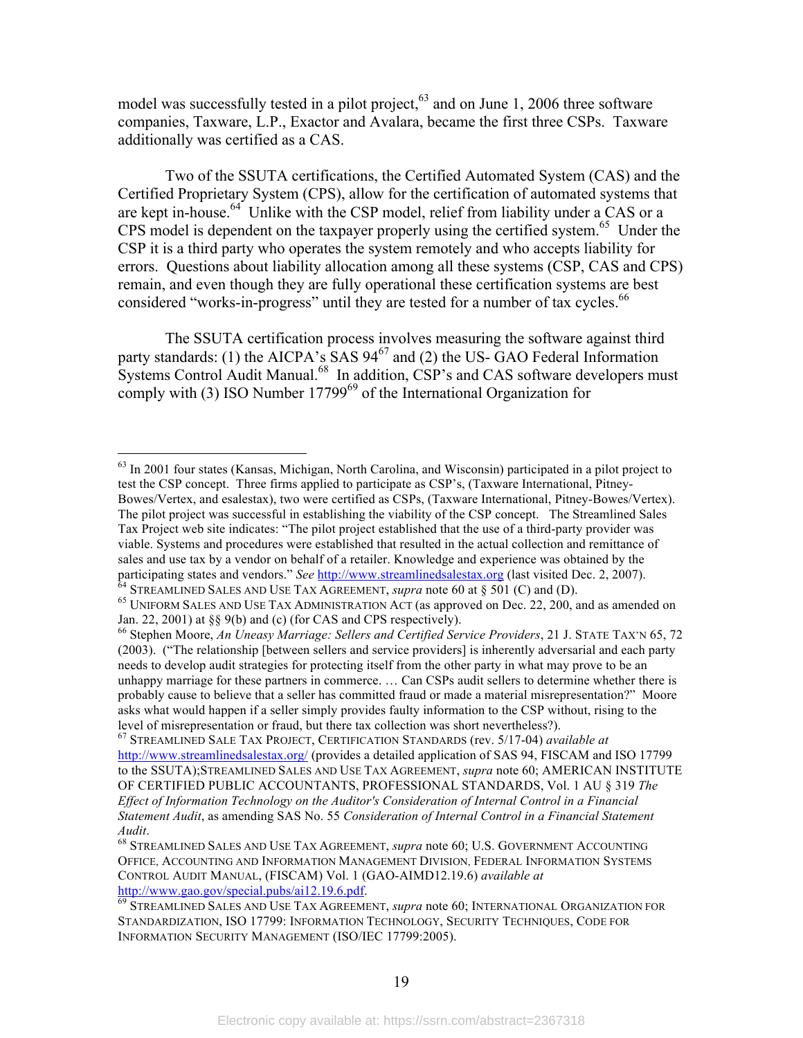model was successfully tested in a pilot project,[63] and on June 1, 2006 three software companies, Taxware, L.P., Exactor and Avalara, became the first three CSPs. Taxware additionally was certified as a CAS.

Two of the SSUTA certifications, the Certified Automated System (CAS) and the Certified Proprietary System (CPS), allow for the certification of automated systems that are kept in-house.[64] Unlike with the CSP model, relief from liability under a CAS or a CPS model is dependent on the taxpayer properly using the certified system.[65] Under the CSP it is a third party who operates the system remotely and who accepts liability for errors. Questions about liability allocation among all these systems (CSP, CAS and CPS) remain, and even though they are fully operational these certification systems are best considered "works-in-progress" until they are tested for a number of tax cycles.[66]

The SSUTA certification process involves measuring the software against third party standards: (1) the AICPA's SAS 94[67] and (2) the US- GAO Federal Information Systems Control Audit Manual.[68] In addition, CSP's and CAS software developers must comply with (3) ISO Number 17799[69] of the International Organization for

---

[63] In 2001 four states (Kansas, Michigan, North Carolina, and Wisconsin) participated in a pilot project to test the CSP concept. Three firms applied to participate as CSP's, (Taxware International, Pitney-Bowes/Vertex, and esalestax), two were certified as CSPs, (Taxware International, Pitney-Bowes/Vertex). The pilot project was successful in establishing the viability of the CSP concept. The Streamlined Sales Tax Project web site indicates: "The pilot project established that the use of a third-party provider was viable. Systems and procedures were established that resulted in the actual collection and remittance of sales and use tax by a vendor on behalf of a retailer. Knowledge and experience was obtained by the participating states and vendors." *See* http://www.streamlinedsalestax.org (last visited Dec. 2, 2007).

[64] STREAMLINED SALES AND USE TAX AGREEMENT, *supra* note 60 at § 501 (C) and (D).

[65] UNIFORM SALES AND USE TAX ADMINISTRATION ACT (as approved on Dec. 22, 200, and as amended on Jan. 22, 2001) at §§ 9(b) and (c) (for CAS and CPS respectively).

[66] Stephen Moore, *An Uneasy Marriage: Sellers and Certified Service Providers*, 21 J. STATE TAX'N 65, 72 (2003). ("The relationship [between sellers and service providers] is inherently adversarial and each party needs to develop audit strategies for protecting itself from the other party in what may prove to be an unhappy marriage for these partners in commerce. … Can CSPs audit sellers to determine whether there is probably cause to believe that a seller has committed fraud or made a material misrepresentation?" Moore asks what would happen if a seller simply provides faulty information to the CSP without, rising to the level of misrepresentation or fraud, but there tax collection was short nevertheless?).

[67] STREAMLINED SALE TAX PROJECT, CERTIFICATION STANDARDS (rev. 5/17-04) *available at* http://www.streamlinedsalestax.org/ (provides a detailed application of SAS 94, FISCAM and ISO 17799 to the SSUTA);STREAMLINED SALES AND USE TAX AGREEMENT, *supra* note 60; AMERICAN INSTITUTE OF CERTIFIED PUBLIC ACCOUNTANTS, PROFESSIONAL STANDARDS, Vol. 1 AU § 319 *The Effect of Information Technology on the Auditor's Consideration of Internal Control in a Financial Statement Audit*, as amending SAS No. 55 *Consideration of Internal Control in a Financial Statement Audit*.

[68] STREAMLINED SALES AND USE TAX AGREEMENT, *supra* note 60; U.S. GOVERNMENT ACCOUNTING OFFICE, ACCOUNTING AND INFORMATION MANAGEMENT DIVISION, FEDERAL INFORMATION SYSTEMS CONTROL AUDIT MANUAL, (FISCAM) Vol. 1 (GAO-AIMD12.19.6) *available at* http://www.gao.gov/special.pubs/ai12.19.6.pdf.

[69] STREAMLINED SALES AND USE TAX AGREEMENT, *supra* note 60; INTERNATIONAL ORGANIZATION FOR STANDARDIZATION, ISO 17799: INFORMATION TECHNOLOGY, SECURITY TECHNIQUES, CODE FOR INFORMATION SECURITY MANAGEMENT (ISO/IEC 17799:2005).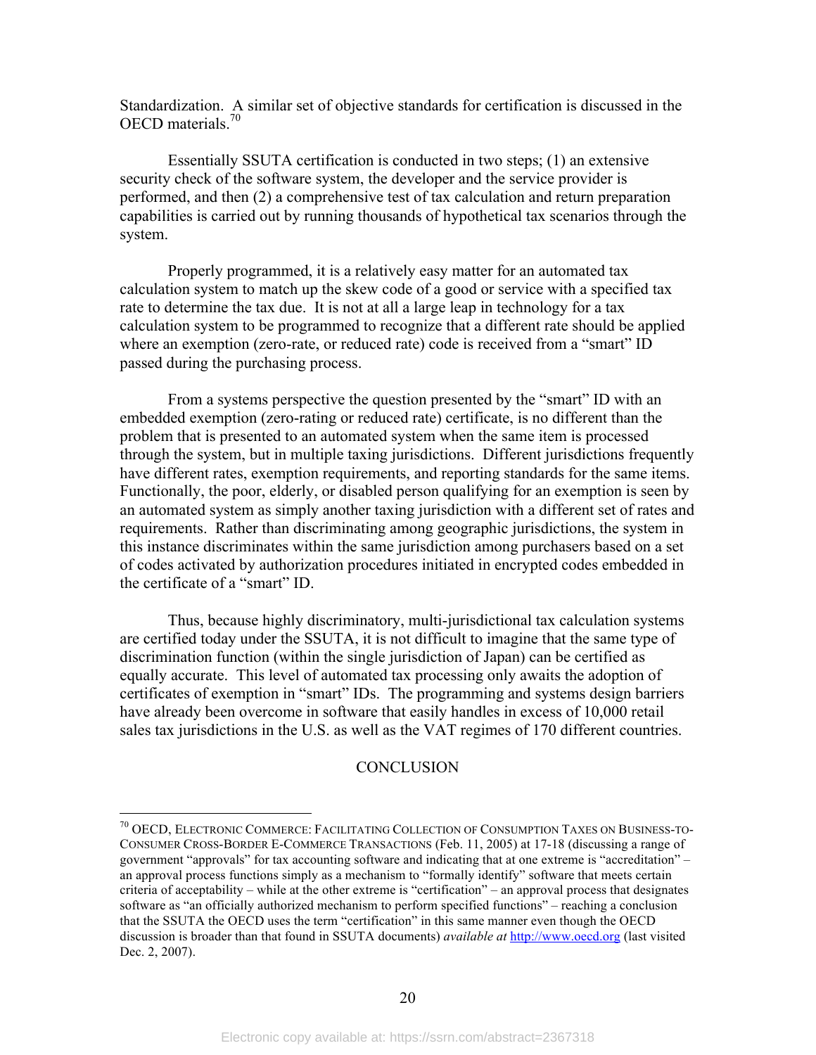Standardization. A similar set of objective standards for certification is discussed in the OECD materials.[70]

Essentially SSUTA certification is conducted in two steps; (1) an extensive security check of the software system, the developer and the service provider is performed, and then (2) a comprehensive test of tax calculation and return preparation capabilities is carried out by running thousands of hypothetical tax scenarios through the system.

Properly programmed, it is a relatively easy matter for an automated tax calculation system to match up the skew code of a good or service with a specified tax rate to determine the tax due. It is not at all a large leap in technology for a tax calculation system to be programmed to recognize that a different rate should be applied where an exemption (zero-rate, or reduced rate) code is received from a "smart" ID passed during the purchasing process.

From a systems perspective the question presented by the "smart" ID with an embedded exemption (zero-rating or reduced rate) certificate, is no different than the problem that is presented to an automated system when the same item is processed through the system, but in multiple taxing jurisdictions. Different jurisdictions frequently have different rates, exemption requirements, and reporting standards for the same items. Functionally, the poor, elderly, or disabled person qualifying for an exemption is seen by an automated system as simply another taxing jurisdiction with a different set of rates and requirements. Rather than discriminating among geographic jurisdictions, the system in this instance discriminates within the same jurisdiction among purchasers based on a set of codes activated by authorization procedures initiated in encrypted codes embedded in the certificate of a "smart" ID.

Thus, because highly discriminatory, multi-jurisdictional tax calculation systems are certified today under the SSUTA, it is not difficult to imagine that the same type of discrimination function (within the single jurisdiction of Japan) can be certified as equally accurate. This level of automated tax processing only awaits the adoption of certificates of exemption in "smart" IDs. The programming and systems design barriers have already been overcome in software that easily handles in excess of 10,000 retail sales tax jurisdictions in the U.S. as well as the VAT regimes of 170 different countries.

## CONCLUSION

---

[70] OECD, ELECTRONIC COMMERCE: FACILITATING COLLECTION OF CONSUMPTION TAXES ON BUSINESS-TO-CONSUMER CROSS-BORDER E-COMMERCE TRANSACTIONS (Feb. 11, 2005) at 17-18 (discussing a range of government "approvals" for tax accounting software and indicating that at one extreme is "accreditation" – an approval process functions simply as a mechanism to "formally identify" software that meets certain criteria of acceptability – while at the other extreme is "certification" – an approval process that designates software as "an officially authorized mechanism to perform specified functions" – reaching a conclusion that the SSUTA the OECD uses the term "certification" in this same manner even though the OECD discussion is broader than that found in SSUTA documents) *available at* http://www.oecd.org (last visited Dec. 2, 2007).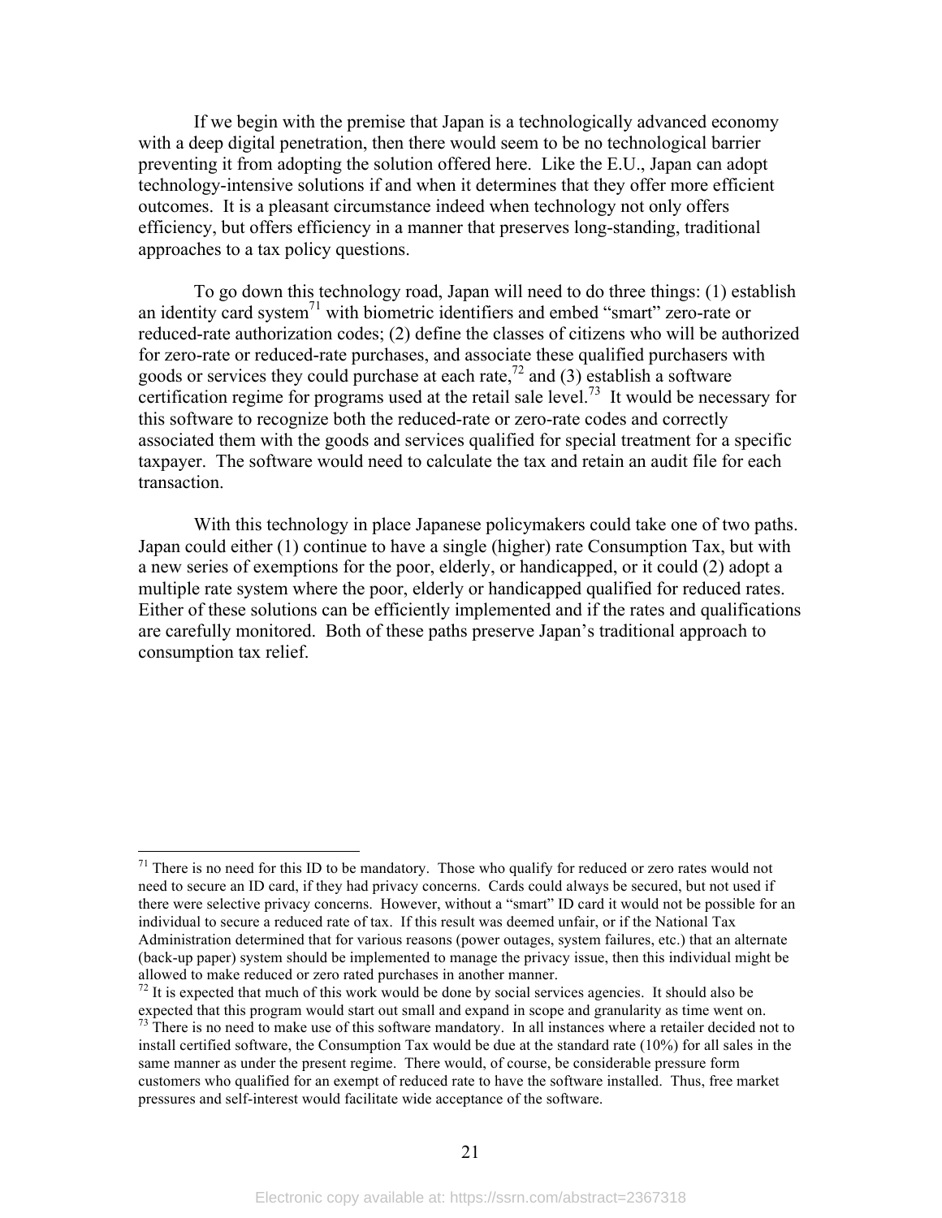If we begin with the premise that Japan is a technologically advanced economy with a deep digital penetration, then there would seem to be no technological barrier preventing it from adopting the solution offered here. Like the E.U., Japan can adopt technology-intensive solutions if and when it determines that they offer more efficient outcomes. It is a pleasant circumstance indeed when technology not only offers efficiency, but offers efficiency in a manner that preserves long-standing, traditional approaches to a tax policy questions.

To go down this technology road, Japan will need to do three things: (1) establish an identity card system[71] with biometric identifiers and embed "smart" zero-rate or reduced-rate authorization codes; (2) define the classes of citizens who will be authorized for zero-rate or reduced-rate purchases, and associate these qualified purchasers with goods or services they could purchase at each rate,[72] and (3) establish a software certification regime for programs used at the retail sale level.[73] It would be necessary for this software to recognize both the reduced-rate or zero-rate codes and correctly associated them with the goods and services qualified for special treatment for a specific taxpayer. The software would need to calculate the tax and retain an audit file for each transaction.

With this technology in place Japanese policymakers could take one of two paths. Japan could either (1) continue to have a single (higher) rate Consumption Tax, but with a new series of exemptions for the poor, elderly, or handicapped, or it could (2) adopt a multiple rate system where the poor, elderly or handicapped qualified for reduced rates. Either of these solutions can be efficiently implemented and if the rates and qualifications are carefully monitored. Both of these paths preserve Japan's traditional approach to consumption tax relief.

---

[71] There is no need for this ID to be mandatory. Those who qualify for reduced or zero rates would not need to secure an ID card, if they had privacy concerns. Cards could always be secured, but not used if there were selective privacy concerns. However, without a "smart" ID card it would not be possible for an individual to secure a reduced rate of tax. If this result was deemed unfair, or if the National Tax Administration determined that for various reasons (power outages, system failures, etc.) that an alternate (back-up paper) system should be implemented to manage the privacy issue, then this individual might be allowed to make reduced or zero rated purchases in another manner.

[72] It is expected that much of this work would be done by social services agencies. It should also be expected that this program would start out small and expand in scope and granularity as time went on.

[73] There is no need to make use of this software mandatory. In all instances where a retailer decided not to install certified software, the Consumption Tax would be due at the standard rate (10%) for all sales in the same manner as under the present regime. There would, of course, be considerable pressure form customers who qualified for an exempt of reduced rate to have the software installed. Thus, free market pressures and self-interest would facilitate wide acceptance of the software.